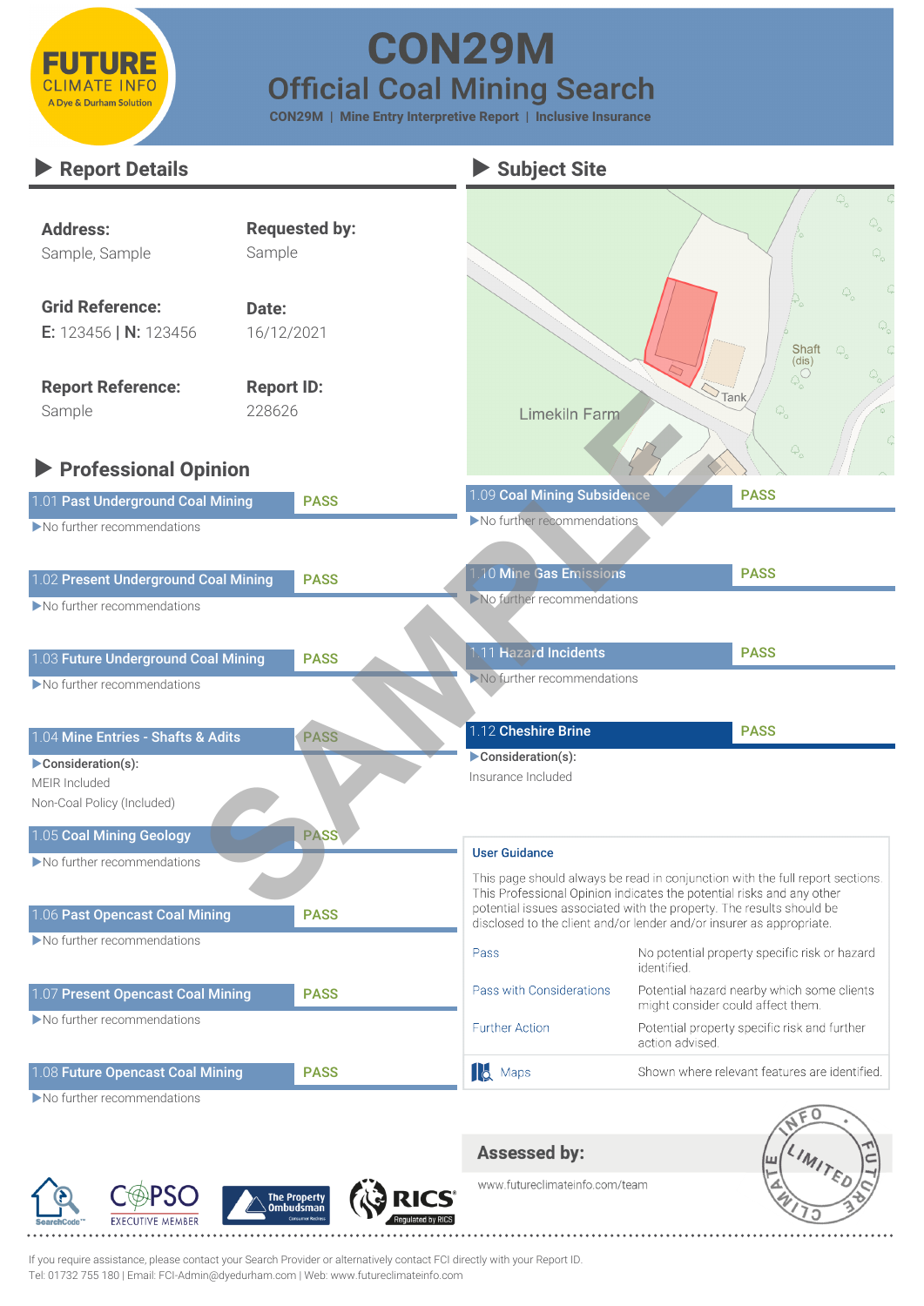# CON29M

## Official Coal Mining Search

CON29M | Mine Entry Interpretive Report | Inclusive Insurance

FUTURE CLIMATE INFO
A Dye & Durham Solution

## Report Details

**Address:**
Sample, Sample

**Requested by:**
Sample

**Grid Reference:**
**E:** 123456 | **N:** 123456

**Date:**
16/12/2021

**Report Reference:**
Sample

**Report ID:**
228626

## Subject Site

Limekiln Farm
Tank
Shaft (dis)

## Professional Opinion

| Item | Result |
| --- | --- |
| 1.01 **Past Underground Coal Mining** | **PASS** |

▶No further recommendations

| Item | Result |
| --- | --- |
| 1.02 **Present Underground Coal Mining** | **PASS** |

▶No further recommendations

| Item | Result |
| --- | --- |
| 1.03 **Future Underground Coal Mining** | **PASS** |

▶No further recommendations

| Item | Result |
| --- | --- |
| 1.04 **Mine Entries - Shafts & Adits** | **PASS** |

▶**Consideration(s):**
MEIR Included
Non-Coal Policy (Included)

| Item | Result |
| --- | --- |
| 1.05 **Coal Mining Geology** | **PASS** |

▶No further recommendations

| Item | Result |
| --- | --- |
| 1.06 **Past Opencast Coal Mining** | **PASS** |

▶No further recommendations

| Item | Result |
| --- | --- |
| 1.07 **Present Opencast Coal Mining** | **PASS** |

▶No further recommendations

| Item | Result |
| --- | --- |
| 1.08 **Future Opencast Coal Mining** | **PASS** |

▶No further recommendations

| Item | Result |
| --- | --- |
| 1.09 **Coal Mining Subsidence** | **PASS** |

▶No further recommendations

| Item | Result |
| --- | --- |
| 1.10 **Mine Gas Emissions** | **PASS** |

▶No further recommendations

| Item | Result |
| --- | --- |
| 1.11 **Hazard Incidents** | **PASS** |

▶No further recommendations

| Item | Result |
| --- | --- |
| 1.12 **Cheshire Brine** | **PASS** |

▶**Consideration(s):**
Insurance Included

### User Guidance

This page should always be read in conjunction with the full report sections. This Professional Opinion indicates the potential risks and any other potential issues associated with the property. The results should be disclosed to the client and/or lender and/or insurer as appropriate.

| | |
| --- | --- |
| Pass | No potential property specific risk or hazard identified. |
| Pass with Considerations | Potential hazard nearby which some clients might consider could affect them. |
| Further Action | Potential property specific risk and further action advised. |
| Maps | Shown where relevant features are identified. |

## Assessed by:

www.futureclimateinfo.com/team

FUTURE CLIMATE INFO LIMITED

SearchCode | COPSO EXECUTIVE MEMBER | The Property Ombudsman | RICS Regulated by RICS

If you require assistance, please contact your Search Provider or alternatively contact FCI directly with your Report ID.
Tel: 01732 755 180 | Email: FCI-Admin@dyedurham.com | Web: www.futureclimateinfo.com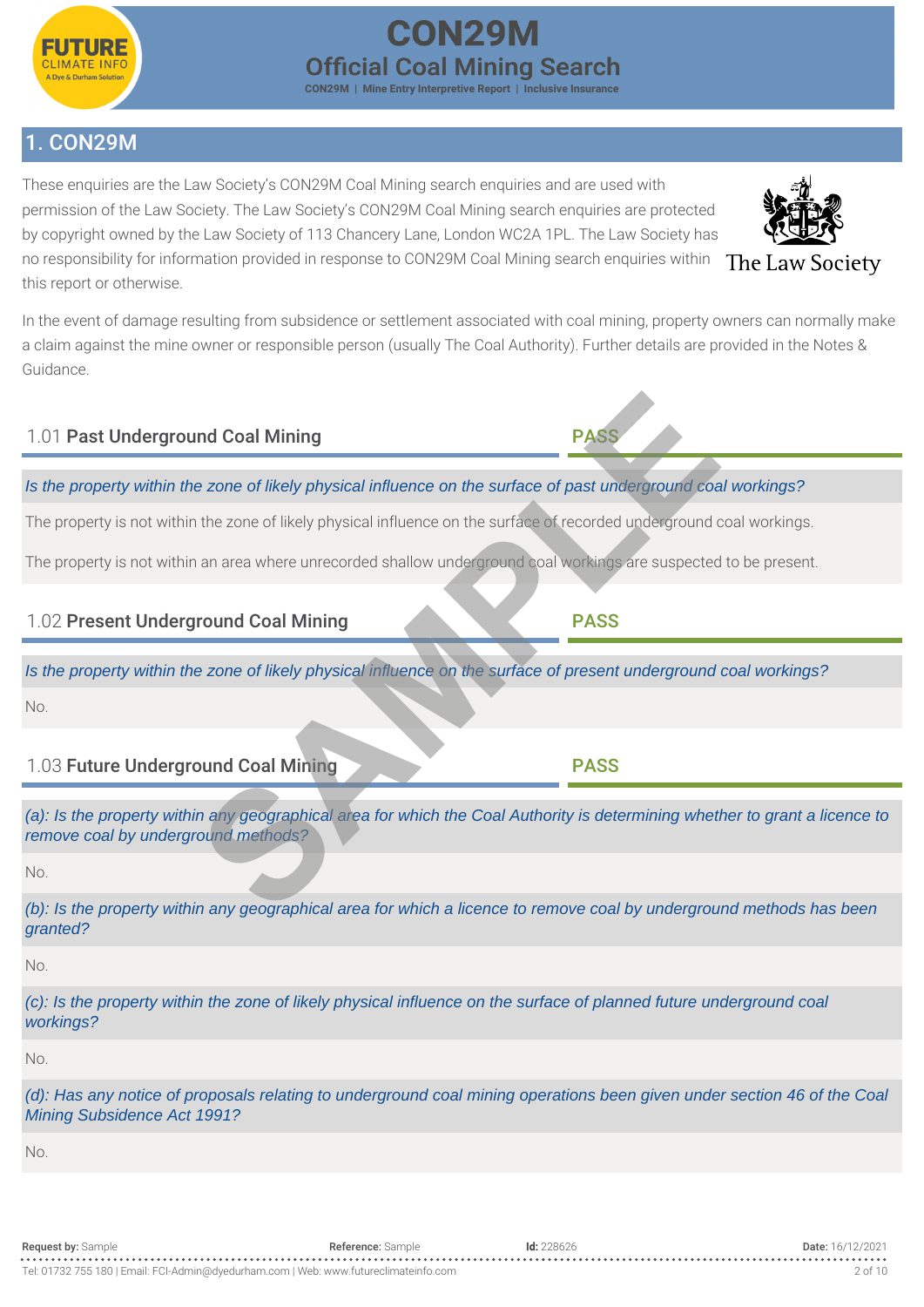# CON29M

## Official Coal Mining Search

CON29M | Mine Entry Interpretive Report | Inclusive Insurance

## 1. CON29M

These enquiries are the Law Society's CON29M Coal Mining search enquiries and are used with permission of the Law Society. The Law Society's CON29M Coal Mining search enquiries are protected by copyright owned by the Law Society of 113 Chancery Lane, London WC2A 1PL. The Law Society has no responsibility for information provided in response to CON29M Coal Mining search enquiries within this report or otherwise.

In the event of damage resulting from subsidence or settlement associated with coal mining, property owners can normally make a claim against the mine owner or responsible person (usually The Coal Authority). Further details are provided in the Notes & Guidance.

### 1.01 Past Underground Coal Mining — PASS

*Is the property within the zone of likely physical influence on the surface of past underground coal workings?*

The property is not within the zone of likely physical influence on the surface of recorded underground coal workings.

The property is not within an area where unrecorded shallow underground coal workings are suspected to be present.

### 1.02 Present Underground Coal Mining — PASS

*Is the property within the zone of likely physical influence on the surface of present underground coal workings?*

No.

### 1.03 Future Underground Coal Mining — PASS

*(a): Is the property within any geographical area for which the Coal Authority is determining whether to grant a licence to remove coal by underground methods?*

No.

*(b): Is the property within any geographical area for which a licence to remove coal by underground methods has been granted?*

No.

*(c): Is the property within the zone of likely physical influence on the surface of planned future underground coal workings?*

No.

*(d): Has any notice of proposals relating to underground coal mining operations been given under section 46 of the Coal Mining Subsidence Act 1991?*

No.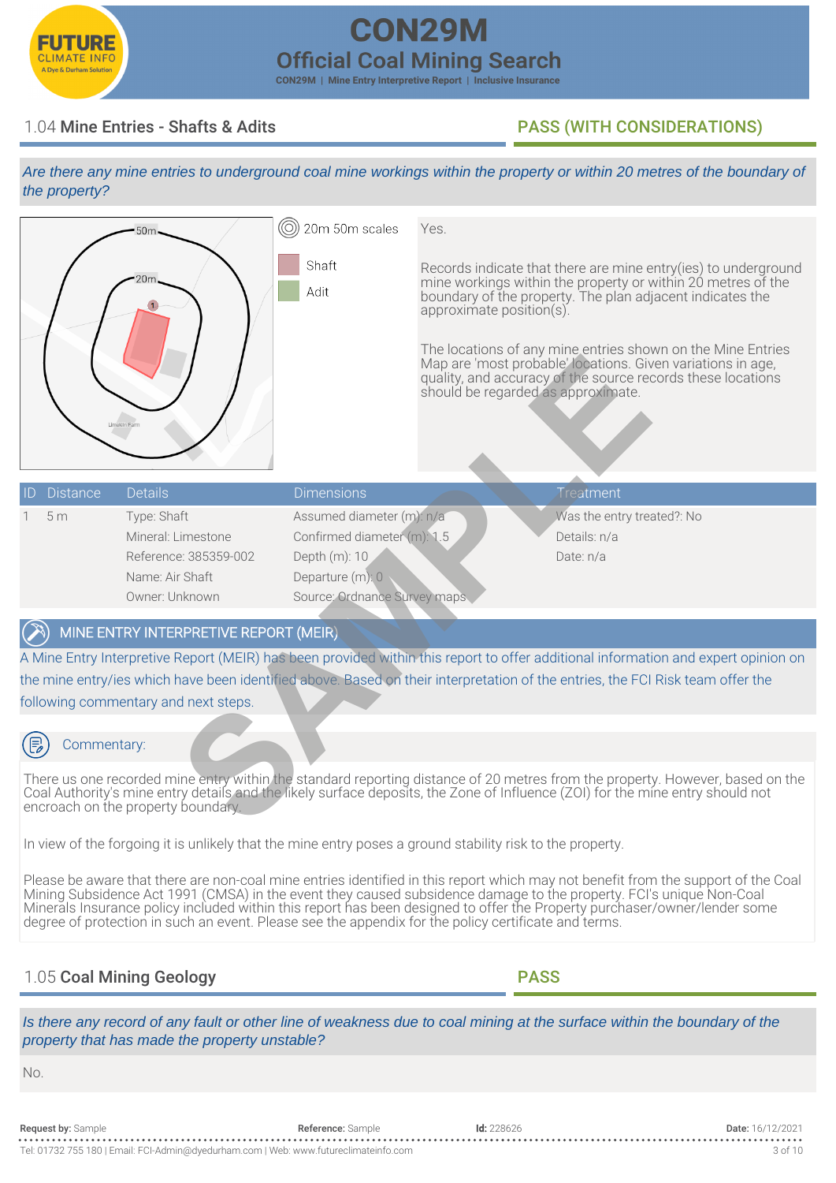## 1.04 Mine Entries - Shafts & Adits

**PASS (WITH CONSIDERATIONS)**

*Are there any mine entries to underground coal mine workings within the property or within 20 metres of the boundary of the property?*

50m
20m
1
Linwick Farm

20m 50m scales
Shaft
Adit

Yes.

Records indicate that there are mine entry(ies) to underground mine workings within the property or within 20 metres of the boundary of the property. The plan adjacent indicates the approximate position(s).

The locations of any mine entries shown on the Mine Entries Map are 'most probable' locations. Given variations in age, quality, and accuracy of the source records these locations should be regarded as approximate.

| ID | Distance | Details | Dimensions | Treatment |
|---|---|---|---|---|
| 1 | 5 m | Type: Shaft<br>Mineral: Limestone<br>Reference: 385359-002<br>Name: Air Shaft<br>Owner: Unknown | Assumed diameter (m): n/a<br>Confirmed diameter (m): 1.5<br>Depth (m): 10<br>Departure (m): 0<br>Source: Ordnance Survey maps | Was the entry treated?: No<br>Details: n/a<br>Date: n/a |

### MINE ENTRY INTERPRETIVE REPORT (MEIR)

A Mine Entry Interpretive Report (MEIR) has been provided within this report to offer additional information and expert opinion on the mine entry/ies which have been identified above. Based on their interpretation of the entries, the FCI Risk team offer the following commentary and next steps.

**Commentary:**

There us one recorded mine entry within the standard reporting distance of 20 metres from the property. However, based on the Coal Authority's mine entry details and the likely surface deposits, the Zone of Influence (ZOI) for the mine entry should not encroach on the property boundary.

In view of the forgoing it is unlikely that the mine entry poses a ground stability risk to the property.

Please be aware that there are non-coal mine entries identified in this report which may not benefit from the support of the Coal Mining Subsidence Act 1991 (CMSA) in the event they caused subsidence damage to the property. FCI's unique Non-Coal Minerals Insurance policy included within this report has been designed to offer the Property purchaser/owner/lender some degree of protection in such an event. Please see the appendix for the policy certificate and terms.

## 1.05 Coal Mining Geology

**PASS**

*Is there any record of any fault or other line of weakness due to coal mining at the surface within the boundary of the property that has made the property unstable?*

No.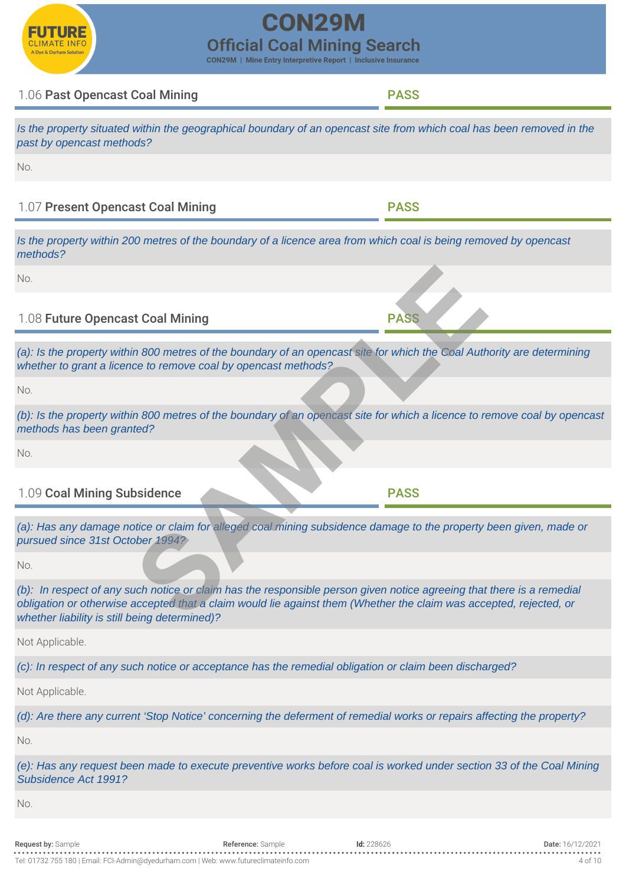## 1.06 Past Opencast Coal Mining — PASS

*Is the property situated within the geographical boundary of an opencast site from which coal has been removed in the past by opencast methods?*

No.

## 1.07 Present Opencast Coal Mining — PASS

*Is the property within 200 metres of the boundary of a licence area from which coal is being removed by opencast methods?*

No.

## 1.08 Future Opencast Coal Mining — PASS

*(a): Is the property within 800 metres of the boundary of an opencast site for which the Coal Authority are determining whether to grant a licence to remove coal by opencast methods?*

No.

*(b): Is the property within 800 metres of the boundary of an opencast site for which a licence to remove coal by opencast methods has been granted?*

No.

## 1.09 Coal Mining Subsidence — PASS

*(a): Has any damage notice or claim for alleged coal mining subsidence damage to the property been given, made or pursued since 31st October 1994?*

No.

*(b): In respect of any such notice or claim has the responsible person given notice agreeing that there is a remedial obligation or otherwise accepted that a claim would lie against them (Whether the claim was accepted, rejected, or whether liability is still being determined)?*

Not Applicable.

*(c): In respect of any such notice or acceptance has the remedial obligation or claim been discharged?*

Not Applicable.

*(d): Are there any current 'Stop Notice' concerning the deferment of remedial works or repairs affecting the property?*

No.

*(e): Has any request been made to execute preventive works before coal is worked under section 33 of the Coal Mining Subsidence Act 1991?*

No.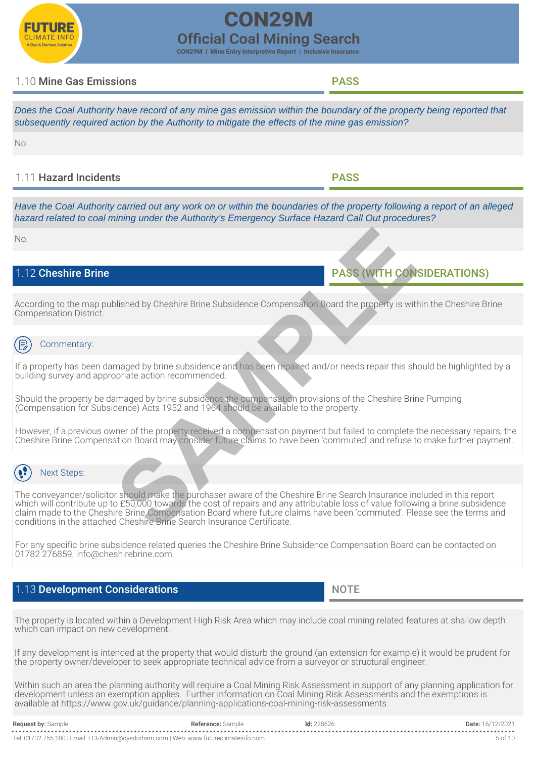## 1.10 Mine Gas Emissions — PASS

*Does the Coal Authority have record of any mine gas emission within the boundary of the property being reported that subsequently required action by the Authority to mitigate the effects of the mine gas emission?*

No.

## 1.11 Hazard Incidents — PASS

*Have the Coal Authority carried out any work on or within the boundaries of the property following a report of an alleged hazard related to coal mining under the Authority's Emergency Surface Hazard Call Out procedures?*

No.

## 1.12 Cheshire Brine — PASS (WITH CONSIDERATIONS)

According to the map published by Cheshire Brine Subsidence Compensation Board the property is within the Cheshire Brine Compensation District.

### Commentary:

If a property has been damaged by brine subsidence and has been repaired and/or needs repair this should be highlighted by a building survey and appropriate action recommended.

Should the property be damaged by brine subsidence the compensation provisions of the Cheshire Brine Pumping (Compensation for Subsidence) Acts 1952 and 1964 should be available to the property.

However, if a previous owner of the property received a compensation payment but failed to complete the necessary repairs, the Cheshire Brine Compensation Board may consider future claims to have been 'commuted' and refuse to make further payment.

### Next Steps:

The conveyancer/solicitor should make the purchaser aware of the Cheshire Brine Search Insurance included in this report which will contribute up to £50,000 towards the cost of repairs and any attributable loss of value following a brine subsidence claim made to the Cheshire Brine Compensation Board where future claims have been 'commuted'. Please see the terms and conditions in the attached Cheshire Brine Search Insurance Certificate.

For any specific brine subsidence related queries the Cheshire Brine Subsidence Compensation Board can be contacted on 01782 276859, info@cheshirebrine.com.

## 1.13 Development Considerations — NOTE

The property is located within a Development High Risk Area which may include coal mining related features at shallow depth which can impact on new development.

If any development is intended at the property that would disturb the ground (an extension for example) it would be prudent for the property owner/developer to seek appropriate technical advice from a surveyor or structural engineer.

Within such an area the planning authority will require a Coal Mining Risk Assessment in support of any planning application for development unless an exemption applies. Further information on Coal Mining Risk Assessments and the exemptions is available at https://www.gov.uk/guidance/planning-applications-coal-mining-risk-assessments.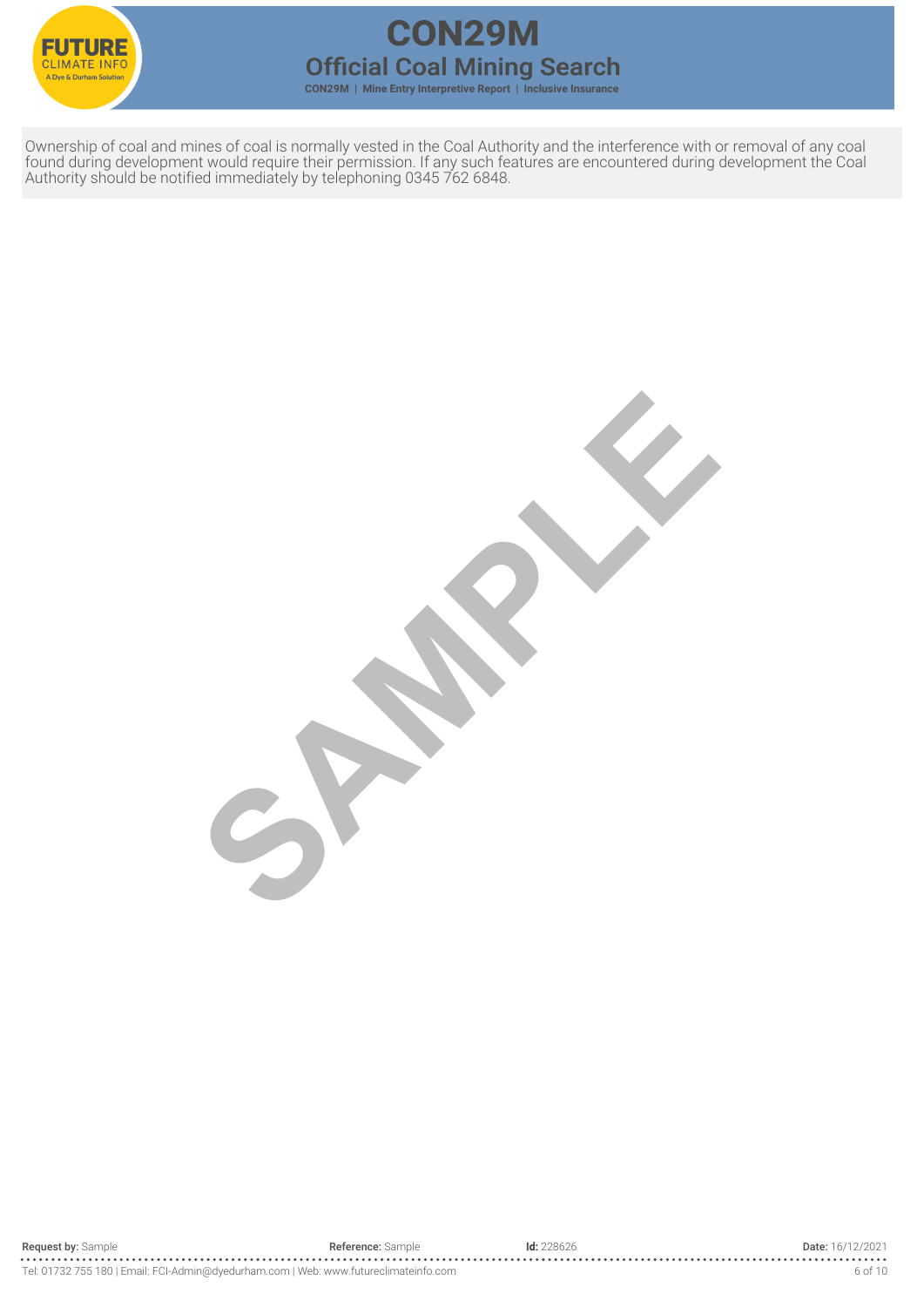Ownership of coal and mines of coal is normally vested in the Coal Authority and the interference with or removal of any coal found during development would require their permission. If any such features are encountered during development the Coal Authority should be notified immediately by telephoning 0345 762 6848.

SAMPLE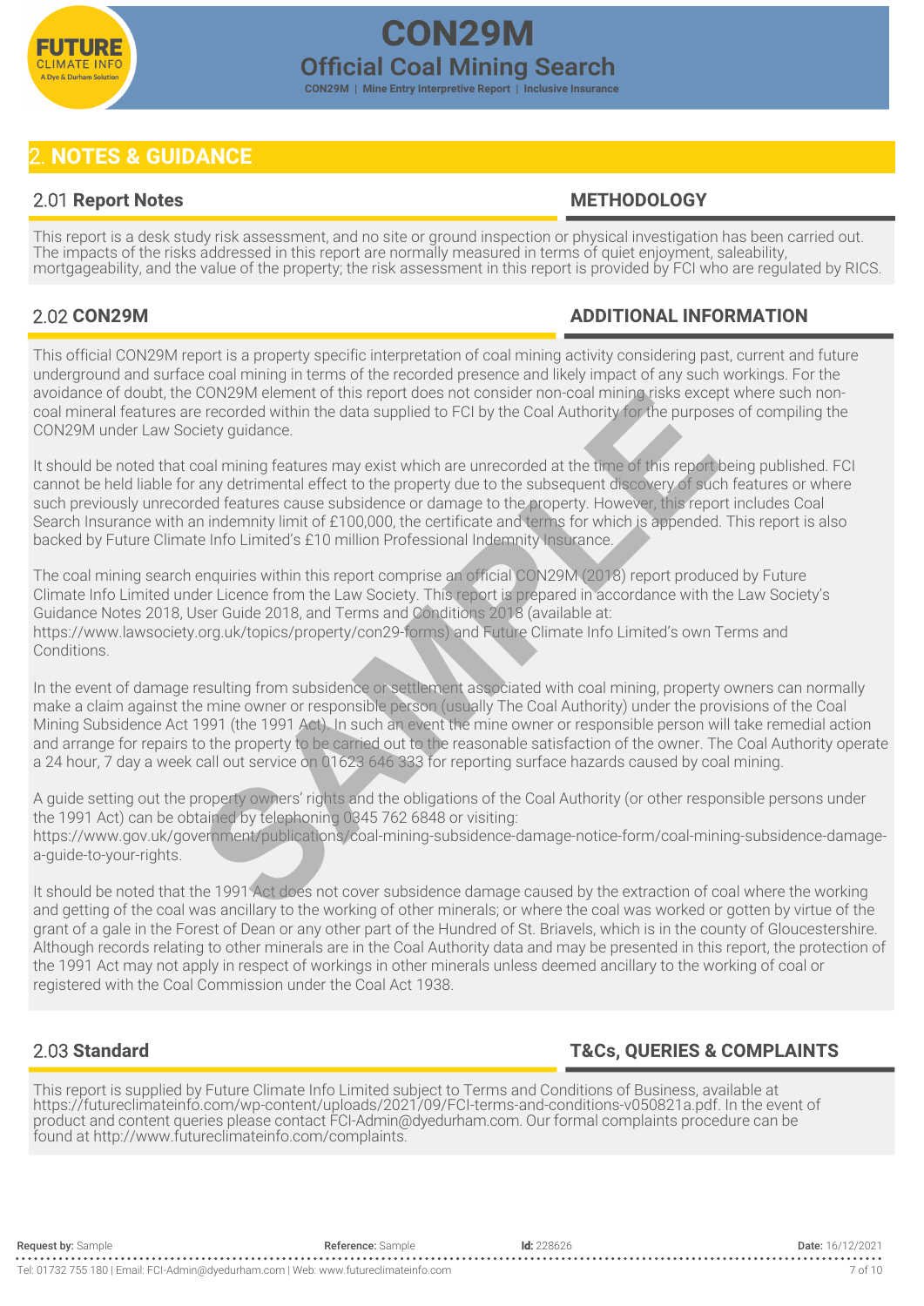# CON29M

## Official Coal Mining Search

CON29M | Mine Entry Interpretive Report | Inclusive Insurance

## 2. NOTES & GUIDANCE

### 2.01 Report Notes — METHODOLOGY

This report is a desk study risk assessment, and no site or ground inspection or physical investigation has been carried out. The impacts of the risks addressed in this report are normally measured in terms of quiet enjoyment, saleability, mortgageability, and the value of the property; the risk assessment in this report is provided by FCI who are regulated by RICS.

### 2.02 CON29M — ADDITIONAL INFORMATION

This official CON29M report is a property specific interpretation of coal mining activity considering past, current and future underground and surface coal mining in terms of the recorded presence and likely impact of any such workings. For the avoidance of doubt, the CON29M element of this report does not consider non-coal mining risks except where such non-coal mineral features are recorded within the data supplied to FCI by the Coal Authority for the purposes of compiling the CON29M under Law Society guidance.

It should be noted that coal mining features may exist which are unrecorded at the time of this report being published. FCI cannot be held liable for any detrimental effect to the property due to the subsequent discovery of such features or where such previously unrecorded features cause subsidence or damage to the property. However, this report includes Coal Search Insurance with an indemnity limit of £100,000, the certificate and terms for which is appended. This report is also backed by Future Climate Info Limited's £10 million Professional Indemnity Insurance.

The coal mining search enquiries within this report comprise an official CON29M (2018) report produced by Future Climate Info Limited under Licence from the Law Society. This report is prepared in accordance with the Law Society's Guidance Notes 2018, User Guide 2018, and Terms and Conditions 2018 (available at: https://www.lawsociety.org.uk/topics/property/con29-forms) and Future Climate Info Limited's own Terms and Conditions.

In the event of damage resulting from subsidence or settlement associated with coal mining, property owners can normally make a claim against the mine owner or responsible person (usually The Coal Authority) under the provisions of the Coal Mining Subsidence Act 1991 (the 1991 Act). In such an event the mine owner or responsible person will take remedial action and arrange for repairs to the property to be carried out to the reasonable satisfaction of the owner. The Coal Authority operate a 24 hour, 7 day a week call out service on 01623 646 333 for reporting surface hazards caused by coal mining.

A guide setting out the property owners' rights and the obligations of the Coal Authority (or other responsible persons under the 1991 Act) can be obtained by telephoning 0345 762 6848 or visiting: https://www.gov.uk/government/publications/coal-mining-subsidence-damage-notice-form/coal-mining-subsidence-damage-a-guide-to-your-rights.

It should be noted that the 1991 Act does not cover subsidence damage caused by the extraction of coal where the working and getting of the coal was ancillary to the working of other minerals; or where the coal was worked or gotten by virtue of the grant of a gale in the Forest of Dean or any other part of the Hundred of St. Briavels, which is in the county of Gloucestershire. Although records relating to other minerals are in the Coal Authority data and may be presented in this report, the protection of the 1991 Act may not apply in respect of workings in other minerals unless deemed ancillary to the working of coal or registered with the Coal Commission under the Coal Act 1938.

### 2.03 Standard — T&Cs, QUERIES & COMPLAINTS

This report is supplied by Future Climate Info Limited subject to Terms and Conditions of Business, available at https://futureclimateinfo.com/wp-content/uploads/2021/09/FCI-terms-and-conditions-v050821a.pdf. In the event of product and content queries please contact FCI-Admin@dyedurham.com. Our formal complaints procedure can be found at http://www.futureclimateinfo.com/complaints.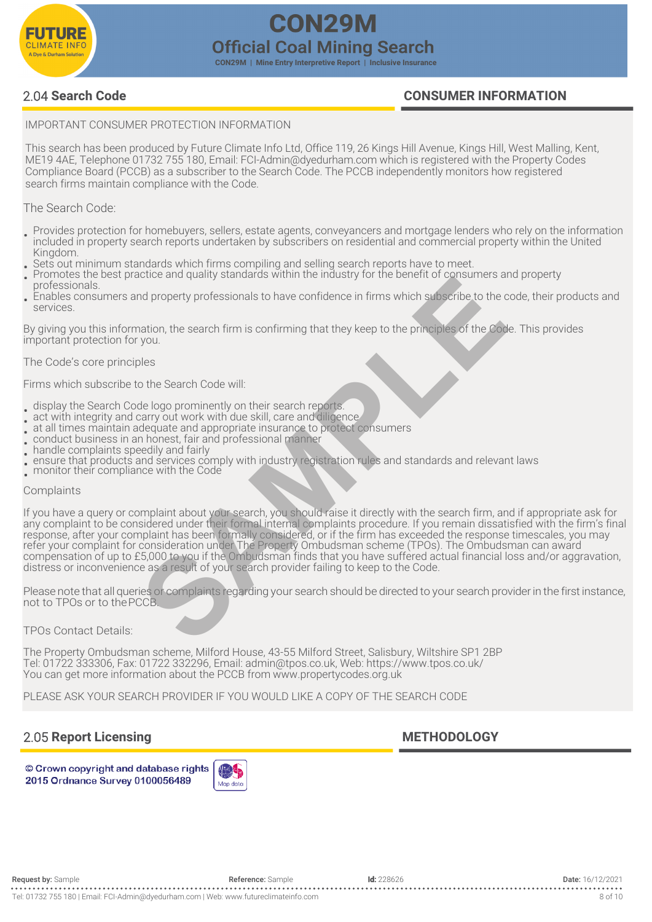## 2.04 Search Code

## CONSUMER INFORMATION

IMPORTANT CONSUMER PROTECTION INFORMATION

This search has been produced by Future Climate Info Ltd, Office 119, 26 Kings Hill Avenue, Kings Hill, West Malling, Kent, ME19 4AE, Telephone 01732 755 180, Email: FCI-Admin@dyedurham.com which is registered with the Property Codes Compliance Board (PCCB) as a subscriber to the Search Code. The PCCB independently monitors how registered search firms maintain compliance with the Code.

The Search Code:

- Provides protection for homebuyers, sellers, estate agents, conveyancers and mortgage lenders who rely on the information included in property search reports undertaken by subscribers on residential and commercial property within the United Kingdom.
- Sets out minimum standards which firms compiling and selling search reports have to meet.
- Promotes the best practice and quality standards within the industry for the benefit of consumers and property professionals.
- Enables consumers and property professionals to have confidence in firms which subscribe to the code, their products and services.

By giving you this information, the search firm is confirming that they keep to the principles of the Code. This provides important protection for you.

The Code's core principles

Firms which subscribe to the Search Code will:

- display the Search Code logo prominently on their search reports
- act with integrity and carry out work with due skill, care and diligence
- at all times maintain adequate and appropriate insurance to protect consumers
- conduct business in an honest, fair and professional manner
- handle complaints speedily and fairly
- ensure that products and services comply with industry registration rules and standards and relevant laws
- monitor their compliance with the Code

Complaints

If you have a query or complaint about your search, you should raise it directly with the search firm, and if appropriate ask for any complaint to be considered under their formal internal complaints procedure. If you remain dissatisfied with the firm's final response, after your complaint has been formally considered, or if the firm has exceeded the response timescales, you may refer your complaint for consideration under The Property Ombudsman scheme (TPOs). The Ombudsman can award compensation of up to £5,000 to you if the Ombudsman finds that you have suffered actual financial loss and/or aggravation, distress or inconvenience as a result of your search provider failing to keep to the Code.

Please note that all queries or complaints regarding your search should be directed to your search provider in the first instance, not to TPOs or to the PCCB.

TPOs Contact Details:

The Property Ombudsman scheme, Milford House, 43-55 Milford Street, Salisbury, Wiltshire SP1 2BP
Tel: 01722 333306, Fax: 01722 332296, Email: admin@tpos.co.uk, Web: https://www.tpos.co.uk/
You can get more information about the PCCB from www.propertycodes.org.uk

PLEASE ASK YOUR SEARCH PROVIDER IF YOU WOULD LIKE A COPY OF THE SEARCH CODE

## 2.05 Report Licensing

## METHODOLOGY

© Crown copyright and database rights 2015 Ordnance Survey 0100056489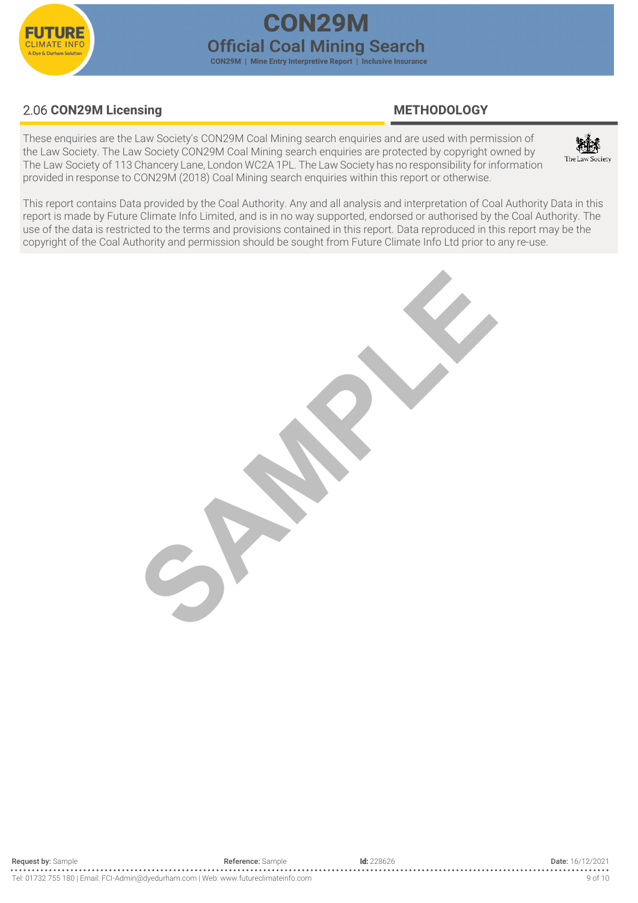## 2.06 **CON29M Licensing**

**METHODOLOGY**

These enquiries are the Law Society's CON29M Coal Mining search enquiries and are used with permission of the Law Society. The Law Society CON29M Coal Mining search enquiries are protected by copyright owned by The Law Society of 113 Chancery Lane, London WC2A 1PL. The Law Society has no responsibility for information provided in response to CON29M (2018) Coal Mining search enquiries within this report or otherwise.

This report contains Data provided by the Coal Authority. Any and all analysis and interpretation of Coal Authority Data in this report is made by Future Climate Info Limited, and is in no way supported, endorsed or authorised by the Coal Authority. The use of the data is restricted to the terms and provisions contained in this report. Data reproduced in this report may be the copyright of the Coal Authority and permission should be sought from Future Climate Info Ltd prior to any re-use.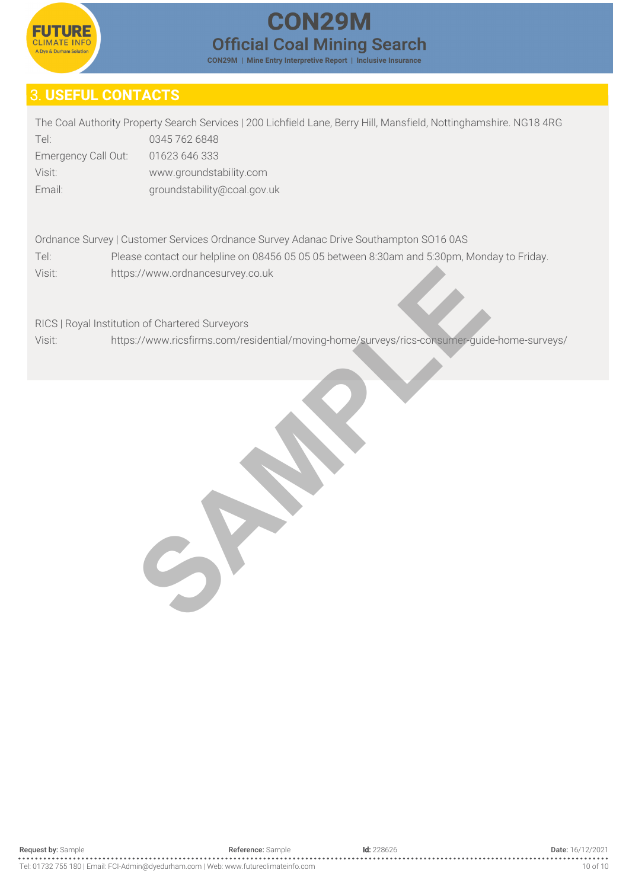## 3. USEFUL CONTACTS

The Coal Authority Property Search Services | 200 Lichfield Lane, Berry Hill, Mansfield, Nottinghamshire. NG18 4RG

| | |
|---|---|
| Tel: | 0345 762 6848 |
| Emergency Call Out: | 01623 646 333 |
| Visit: | www.groundstability.com |
| Email: | groundstability@coal.gov.uk |

Ordnance Survey | Customer Services Ordnance Survey Adanac Drive Southampton SO16 0AS

| | |
|---|---|
| Tel: | Please contact our helpline on 08456 05 05 05 between 8:30am and 5:30pm, Monday to Friday. |
| Visit: | https://www.ordnancesurvey.co.uk |

RICS | Royal Institution of Chartered Surveyors

| | |
|---|---|
| Visit: | https://www.ricsfirms.com/residential/moving-home/surveys/rics-consumer-guide-home-surveys/ |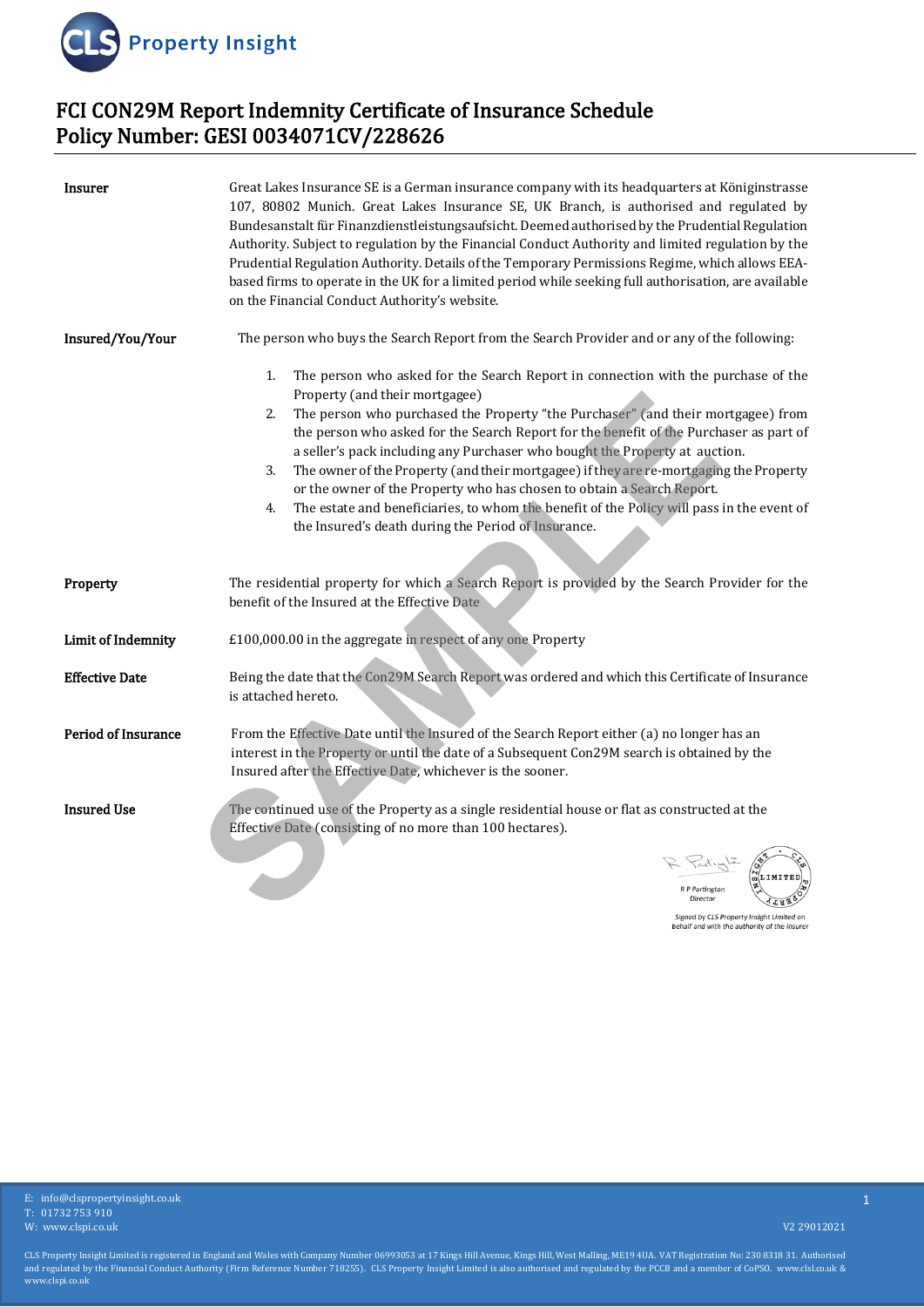# FCI CON29M Report Indemnity Certificate of Insurance Schedule
# Policy Number: GESI 0034071CV/228626

| | |
|---|---|
| **Insurer** | Great Lakes Insurance SE is a German insurance company with its headquarters at Königinstrasse 107, 80802 Munich. Great Lakes Insurance SE, UK Branch, is authorised and regulated by Bundesanstalt für Finanzdienstleistungsaufsicht. Deemed authorised by the Prudential Regulation Authority. Subject to regulation by the Financial Conduct Authority and limited regulation by the Prudential Regulation Authority. Details of the Temporary Permissions Regime, which allows EEA-based firms to operate in the UK for a limited period while seeking full authorisation, are available on the Financial Conduct Authority's website. |
| **Insured/You/Your** | The person who buys the Search Report from the Search Provider and or any of the following: 1. The person who asked for the Search Report in connection with the purchase of the Property (and their mortgagee) 2. The person who purchased the Property "the Purchaser" (and their mortgagee) from the person who asked for the Search Report for the benefit of the Purchaser as part of a seller's pack including any Purchaser who bought the Property at auction. 3. The owner of the Property (and their mortgagee) if they are re-mortgaging the Property or the owner of the Property who has chosen to obtain a Search Report. 4. The estate and beneficiaries, to whom the benefit of the Policy will pass in the event of the Insured's death during the Period of Insurance. |
| **Property** | The residential property for which a Search Report is provided by the Search Provider for the benefit of the Insured at the Effective Date |
| **Limit of Indemnity** | £100,000.00 in the aggregate in respect of any one Property |
| **Effective Date** | Being the date that the Con29M Search Report was ordered and which this Certificate of Insurance is attached hereto. |
| **Period of Insurance** | From the Effective Date until the Insured of the Search Report either (a) no longer has an interest in the Property or until the date of a Subsequent Con29M search is obtained by the Insured after the Effective Date, whichever is the sooner. |
| **Insured Use** | The continued use of the Property as a single residential house or flat as constructed at the Effective Date (consisting of no more than 100 hectares). |

SAMPLE

R P Partington
Director

Signed by CLS Property Insight Limited on behalf and with the authority of the Insurer

E: info@clspropertyinsight.co.uk
T: 01732 753 910
W: www.clspi.co.uk

V2 29012021

CLS Property Insight Limited is registered in England and Wales with Company Number 06993053 at 17 Kings Hill Avenue, Kings Hill, West Malling, ME19 4UA. VAT Registration No: 230 8318 31. Authorised and regulated by the Financial Conduct Authority (Firm Reference Number 718255). CLS Property Insight Limited is also authorised and regulated by the PCCB and a member of CoPSO. www.clsl.co.uk & www.clspi.co.uk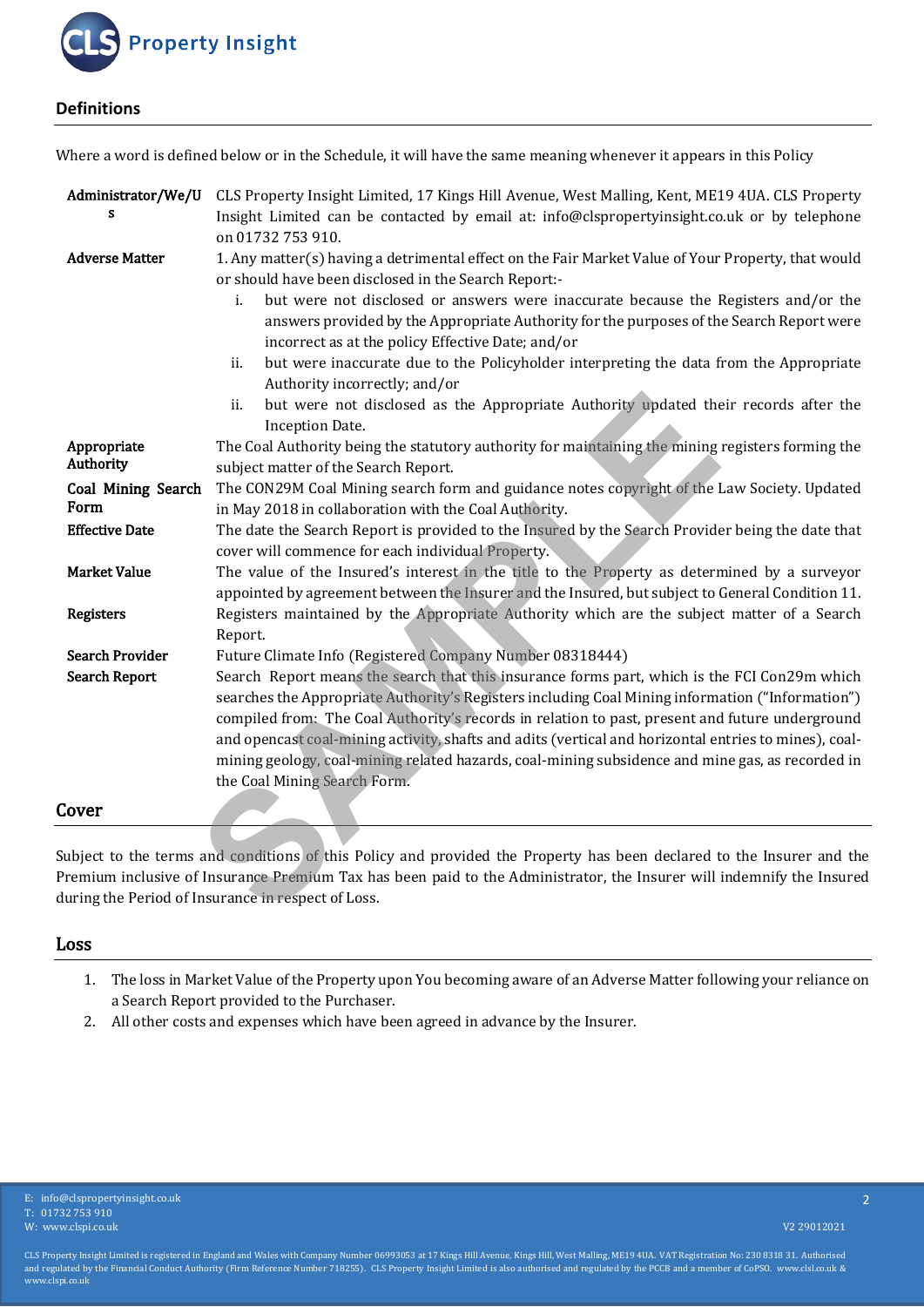## Definitions

Where a word is defined below or in the Schedule, it will have the same meaning whenever it appears in this Policy

| | |
|---|---|
| **Administrator/We/Us** | CLS Property Insight Limited, 17 Kings Hill Avenue, West Malling, Kent, ME19 4UA. CLS Property Insight Limited can be contacted by email at: info@clspropertyinsight.co.uk or by telephone on 01732 753 910. |
| **Adverse Matter** | 1. Any matter(s) having a detrimental effect on the Fair Market Value of Your Property, that would or should have been disclosed in the Search Report:-<br>i. but were not disclosed or answers were inaccurate because the Registers and/or the answers provided by the Appropriate Authority for the purposes of the Search Report were incorrect as at the policy Effective Date; and/or<br>ii. but were inaccurate due to the Policyholder interpreting the data from the Appropriate Authority incorrectly; and/or<br>ii. but were not disclosed as the Appropriate Authority updated their records after the Inception Date. |
| **Appropriate Authority** | The Coal Authority being the statutory authority for maintaining the mining registers forming the subject matter of the Search Report. |
| **Coal Mining Search Form** | The CON29M Coal Mining search form and guidance notes copyright of the Law Society. Updated in May 2018 in collaboration with the Coal Authority. |
| **Effective Date** | The date the Search Report is provided to the Insured by the Search Provider being the date that cover will commence for each individual Property. |
| **Market Value** | The value of the Insured's interest in the title to the Property as determined by a surveyor appointed by agreement between the Insurer and the Insured, but subject to General Condition 11. |
| **Registers** | Registers maintained by the Appropriate Authority which are the subject matter of a Search Report. |
| **Search Provider** | Future Climate Info (Registered Company Number 08318444) |
| **Search Report** | Search Report means the search that this insurance forms part, which is the FCI Con29m which searches the Appropriate Authority's Registers including Coal Mining information ("Information") compiled from: The Coal Authority's records in relation to past, present and future underground and opencast coal-mining activity, shafts and adits (vertical and horizontal entries to mines), coal-mining geology, coal-mining related hazards, coal-mining subsidence and mine gas, as recorded in the Coal Mining Search Form. |

## Cover

Subject to the terms and conditions of this Policy and provided the Property has been declared to the Insurer and the Premium inclusive of Insurance Premium Tax has been paid to the Administrator, the Insurer will indemnify the Insured during the Period of Insurance in respect of Loss.

## Loss

1. The loss in Market Value of the Property upon You becoming aware of an Adverse Matter following your reliance on a Search Report provided to the Purchaser.
2. All other costs and expenses which have been agreed in advance by the Insurer.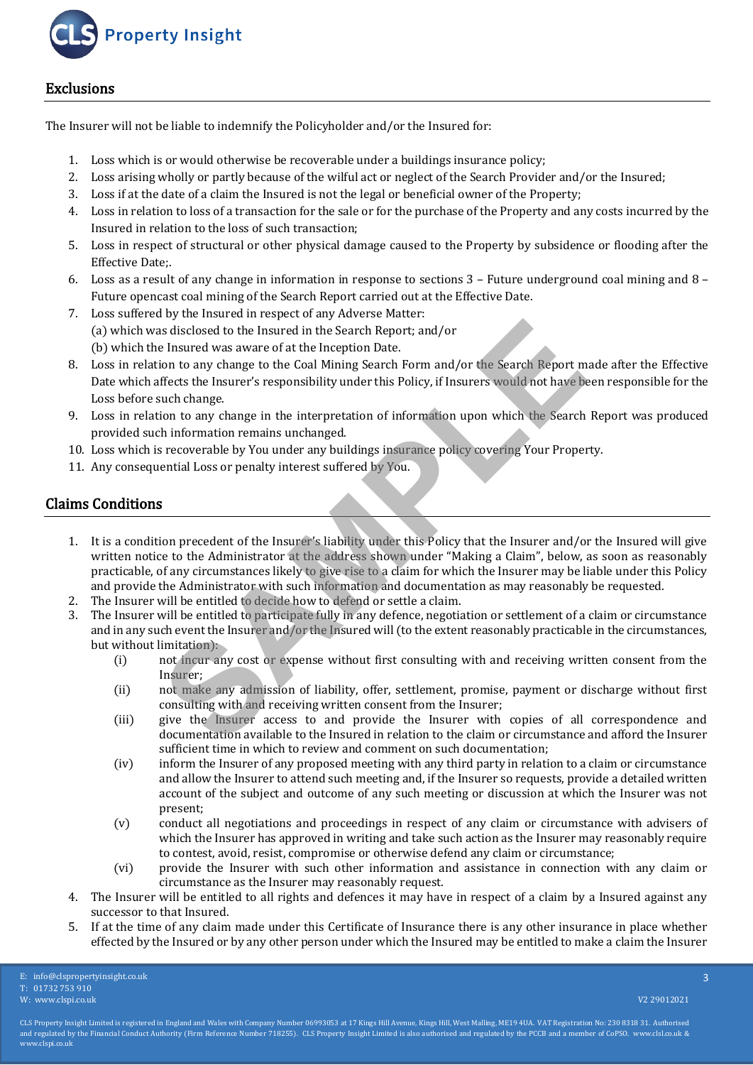## Exclusions

The Insurer will not be liable to indemnify the Policyholder and/or the Insured for:

1. Loss which is or would otherwise be recoverable under a buildings insurance policy;
2. Loss arising wholly or partly because of the wilful act or neglect of the Search Provider and/or the Insured;
3. Loss if at the date of a claim the Insured is not the legal or beneficial owner of the Property;
4. Loss in relation to loss of a transaction for the sale or for the purchase of the Property and any costs incurred by the Insured in relation to the loss of such transaction;
5. Loss in respect of structural or other physical damage caused to the Property by subsidence or flooding after the Effective Date;.
6. Loss as a result of any change in information in response to sections 3 – Future underground coal mining and 8 – Future opencast coal mining of the Search Report carried out at the Effective Date.
7. Loss suffered by the Insured in respect of any Adverse Matter:
   (a) which was disclosed to the Insured in the Search Report; and/or
   (b) which the Insured was aware of at the Inception Date.
8. Loss in relation to any change to the Coal Mining Search Form and/or the Search Report made after the Effective Date which affects the Insurer's responsibility under this Policy, if Insurers would not have been responsible for the Loss before such change.
9. Loss in relation to any change in the interpretation of information upon which the Search Report was produced provided such information remains unchanged.
10. Loss which is recoverable by You under any buildings insurance policy covering Your Property.
11. Any consequential Loss or penalty interest suffered by You.

## Claims Conditions

1. It is a condition precedent of the Insurer's liability under this Policy that the Insurer and/or the Insured will give written notice to the Administrator at the address shown under "Making a Claim", below, as soon as reasonably practicable, of any circumstances likely to give rise to a claim for which the Insurer may be liable under this Policy and provide the Administrator with such information and documentation as may reasonably be requested.
2. The Insurer will be entitled to decide how to defend or settle a claim.
3. The Insurer will be entitled to participate fully in any defence, negotiation or settlement of a claim or circumstance and in any such event the Insurer and/or the Insured will (to the extent reasonably practicable in the circumstances, but without limitation):
   (i) not incur any cost or expense without first consulting with and receiving written consent from the Insurer;
   (ii) not make any admission of liability, offer, settlement, promise, payment or discharge without first consulting with and receiving written consent from the Insurer;
   (iii) give the Insurer access to and provide the Insurer with copies of all correspondence and documentation available to the Insured in relation to the claim or circumstance and afford the Insurer sufficient time in which to review and comment on such documentation;
   (iv) inform the Insurer of any proposed meeting with any third party in relation to a claim or circumstance and allow the Insurer to attend such meeting and, if the Insurer so requests, provide a detailed written account of the subject and outcome of any such meeting or discussion at which the Insurer was not present;
   (v) conduct all negotiations and proceedings in respect of any claim or circumstance with advisers of which the Insurer has approved in writing and take such action as the Insurer may reasonably require to contest, avoid, resist, compromise or otherwise defend any claim or circumstance;
   (vi) provide the Insurer with such other information and assistance in connection with any claim or circumstance as the Insurer may reasonably request.
4. The Insurer will be entitled to all rights and defences it may have in respect of a claim by a Insured against any successor to that Insured.
5. If at the time of any claim made under this Certificate of Insurance there is any other insurance in place whether effected by the Insured or by any other person under which the Insured may be entitled to make a claim the Insurer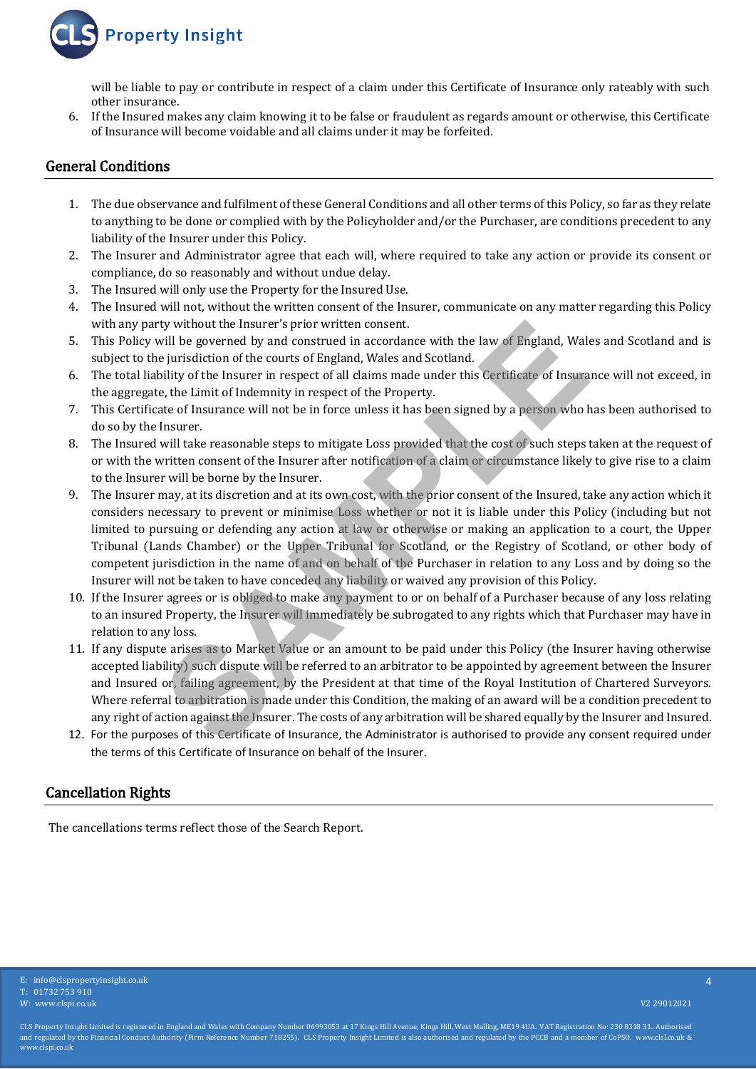will be liable to pay or contribute in respect of a claim under this Certificate of Insurance only rateably with such other insurance.

6. If the Insured makes any claim knowing it to be false or fraudulent as regards amount or otherwise, this Certificate of Insurance will become voidable and all claims under it may be forfeited.

## General Conditions

1. The due observance and fulfilment of these General Conditions and all other terms of this Policy, so far as they relate to anything to be done or complied with by the Policyholder and/or the Purchaser, are conditions precedent to any liability of the Insurer under this Policy.
2. The Insurer and Administrator agree that each will, where required to take any action or provide its consent or compliance, do so reasonably and without undue delay.
3. The Insured will only use the Property for the Insured Use.
4. The Insured will not, without the written consent of the Insurer, communicate on any matter regarding this Policy with any party without the Insurer's prior written consent.
5. This Policy will be governed by and construed in accordance with the law of England, Wales and Scotland and is subject to the jurisdiction of the courts of England, Wales and Scotland.
6. The total liability of the Insurer in respect of all claims made under this Certificate of Insurance will not exceed, in the aggregate, the Limit of Indemnity in respect of the Property.
7. This Certificate of Insurance will not be in force unless it has been signed by a person who has been authorised to do so by the Insurer.
8. The Insured will take reasonable steps to mitigate Loss provided that the cost of such steps taken at the request of or with the written consent of the Insurer after notification of a claim or circumstance likely to give rise to a claim to the Insurer will be borne by the Insurer.
9. The Insurer may, at its discretion and at its own cost, with the prior consent of the Insured, take any action which it considers necessary to prevent or minimise Loss whether or not it is liable under this Policy (including but not limited to pursuing or defending any action at law or otherwise or making an application to a court, the Upper Tribunal (Lands Chamber) or the Upper Tribunal for Scotland, or the Registry of Scotland, or other body of competent jurisdiction in the name of and on behalf of the Purchaser in relation to any Loss and by doing so the Insurer will not be taken to have conceded any liability or waived any provision of this Policy.
10. If the Insurer agrees or is obliged to make any payment to or on behalf of a Purchaser because of any loss relating to an insured Property, the Insurer will immediately be subrogated to any rights which that Purchaser may have in relation to any loss.
11. If any dispute arises as to Market Value or an amount to be paid under this Policy (the Insurer having otherwise accepted liability) such dispute will be referred to an arbitrator to be appointed by agreement between the Insurer and Insured or, failing agreement, by the President at that time of the Royal Institution of Chartered Surveyors. Where referral to arbitration is made under this Condition, the making of an award will be a condition precedent to any right of action against the Insurer. The costs of any arbitration will be shared equally by the Insurer and Insured.
12. For the purposes of this Certificate of Insurance, the Administrator is authorised to provide any consent required under the terms of this Certificate of Insurance on behalf of the Insurer.

## Cancellation Rights

The cancellations terms reflect those of the Search Report.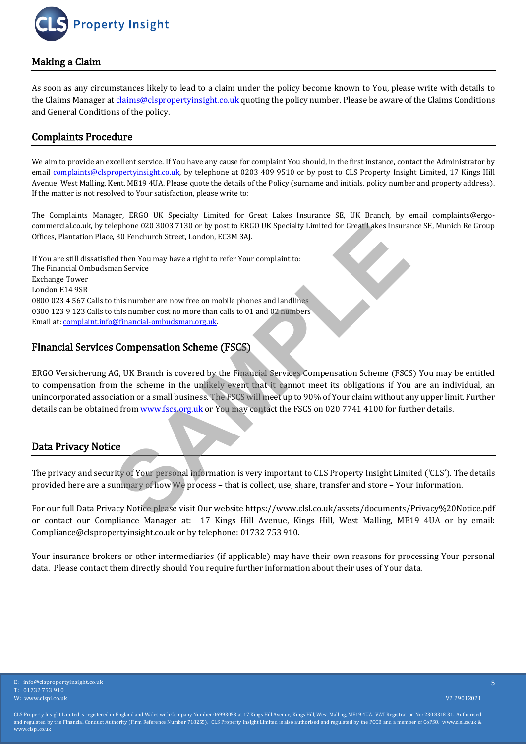## Making a Claim

As soon as any circumstances likely to lead to a claim under the policy become known to You, please write with details to the Claims Manager at claims@clspropertyinsight.co.uk quoting the policy number. Please be aware of the Claims Conditions and General Conditions of the policy.

## Complaints Procedure

We aim to provide an excellent service. If You have any cause for complaint You should, in the first instance, contact the Administrator by email complaints@clspropertyinsight.co.uk, by telephone at 0203 409 9510 or by post to CLS Property Insight Limited, 17 Kings Hill Avenue, West Malling, Kent, ME19 4UA. Please quote the details of the Policy (surname and initials, policy number and property address). If the matter is not resolved to Your satisfaction, please write to:

The Complaints Manager, ERGO UK Specialty Limited for Great Lakes Insurance SE, UK Branch, by email complaints@ergo-commercial.co.uk, by telephone 020 3003 7130 or by post to ERGO UK Specialty Limited for Great Lakes Insurance SE, Munich Re Group Offices, Plantation Place, 30 Fenchurch Street, London, EC3M 3AJ.

If You are still dissatisfied then You may have a right to refer Your complaint to:
The Financial Ombudsman Service
Exchange Tower
London E14 9SR
0800 023 4 567 Calls to this number are now free on mobile phones and landlines
0300 123 9 123 Calls to this number cost no more than calls to 01 and 02 numbers
Email at: complaint.info@financial-ombudsman.org.uk.

## Financial Services Compensation Scheme (FSCS)

ERGO Versicherung AG, UK Branch is covered by the Financial Services Compensation Scheme (FSCS) You may be entitled to compensation from the scheme in the unlikely event that it cannot meet its obligations if You are an individual, an unincorporated association or a small business. The FSCS will meet up to 90% of Your claim without any upper limit. Further details can be obtained from www.fscs.org.uk or You may contact the FSCS on 020 7741 4100 for further details.

## Data Privacy Notice

The privacy and security of Your personal information is very important to CLS Property Insight Limited ('CLS'). The details provided here are a summary of how We process – that is collect, use, share, transfer and store – Your information.

For our full Data Privacy Notice please visit Our website https://www.clsl.co.uk/assets/documents/Privacy%20Notice.pdf or contact our Compliance Manager at: 17 Kings Hill Avenue, Kings Hill, West Malling, ME19 4UA or by email: Compliance@clspropertyinsight.co.uk or by telephone: 01732 753 910.

Your insurance brokers or other intermediaries (if applicable) may have their own reasons for processing Your personal data. Please contact them directly should You require further information about their uses of Your data.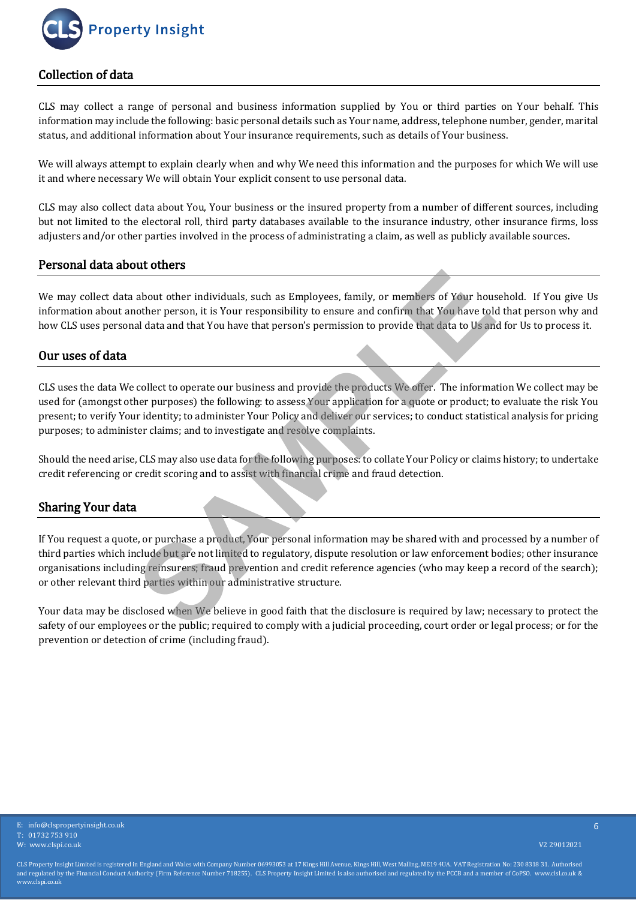## Collection of data

CLS may collect a range of personal and business information supplied by You or third parties on Your behalf. This information may include the following: basic personal details such as Your name, address, telephone number, gender, marital status, and additional information about Your insurance requirements, such as details of Your business.

We will always attempt to explain clearly when and why We need this information and the purposes for which We will use it and where necessary We will obtain Your explicit consent to use personal data.

CLS may also collect data about You, Your business or the insured property from a number of different sources, including but not limited to the electoral roll, third party databases available to the insurance industry, other insurance firms, loss adjusters and/or other parties involved in the process of administrating a claim, as well as publicly available sources.

## Personal data about others

We may collect data about other individuals, such as Employees, family, or members of Your household. If You give Us information about another person, it is Your responsibility to ensure and confirm that You have told that person why and how CLS uses personal data and that You have that person's permission to provide that data to Us and for Us to process it.

## Our uses of data

CLS uses the data We collect to operate our business and provide the products We offer. The information We collect may be used for (amongst other purposes) the following: to assess Your application for a quote or product; to evaluate the risk You present; to verify Your identity; to administer Your Policy and deliver our services; to conduct statistical analysis for pricing purposes; to administer claims; and to investigate and resolve complaints.

Should the need arise, CLS may also use data for the following purposes: to collate Your Policy or claims history; to undertake credit referencing or credit scoring and to assist with financial crime and fraud detection.

## Sharing Your data

If You request a quote, or purchase a product, Your personal information may be shared with and processed by a number of third parties which include but are not limited to regulatory, dispute resolution or law enforcement bodies; other insurance organisations including reinsurers; fraud prevention and credit reference agencies (who may keep a record of the search); or other relevant third parties within our administrative structure.

Your data may be disclosed when We believe in good faith that the disclosure is required by law; necessary to protect the safety of our employees or the public; required to comply with a judicial proceeding, court order or legal process; or for the prevention or detection of crime (including fraud).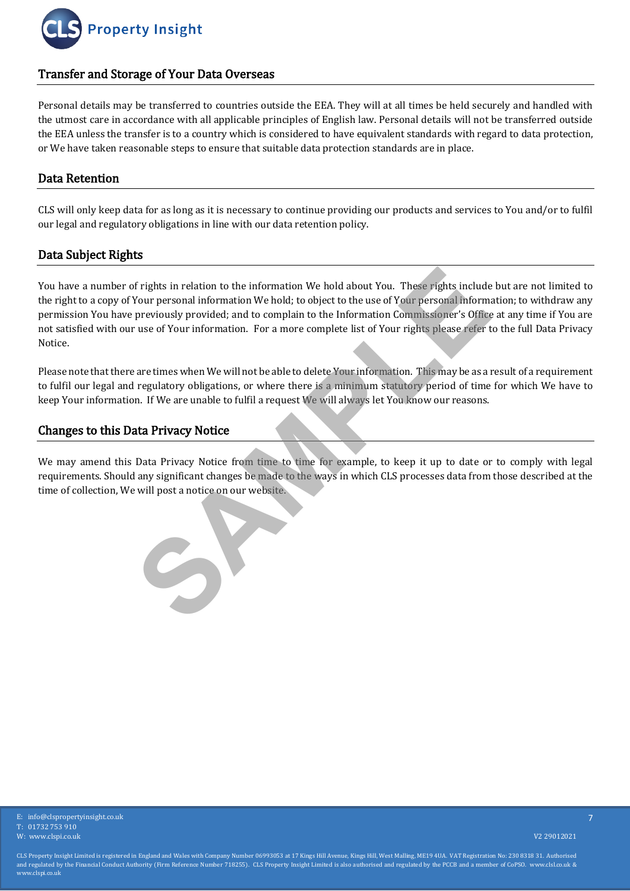## Transfer and Storage of Your Data Overseas

Personal details may be transferred to countries outside the EEA. They will at all times be held securely and handled with the utmost care in accordance with all applicable principles of English law. Personal details will not be transferred outside the EEA unless the transfer is to a country which is considered to have equivalent standards with regard to data protection, or We have taken reasonable steps to ensure that suitable data protection standards are in place.

## Data Retention

CLS will only keep data for as long as it is necessary to continue providing our products and services to You and/or to fulfil our legal and regulatory obligations in line with our data retention policy.

## Data Subject Rights

You have a number of rights in relation to the information We hold about You. These rights include but are not limited to the right to a copy of Your personal information We hold; to object to the use of Your personal information; to withdraw any permission You have previously provided; and to complain to the Information Commissioner's Office at any time if You are not satisfied with our use of Your information. For a more complete list of Your rights please refer to the full Data Privacy Notice.

Please note that there are times when We will not be able to delete Your information. This may be as a result of a requirement to fulfil our legal and regulatory obligations, or where there is a minimum statutory period of time for which We have to keep Your information. If We are unable to fulfil a request We will always let You know our reasons.

## Changes to this Data Privacy Notice

We may amend this Data Privacy Notice from time to time for example, to keep it up to date or to comply with legal requirements. Should any significant changes be made to the ways in which CLS processes data from those described at the time of collection, We will post a notice on our website.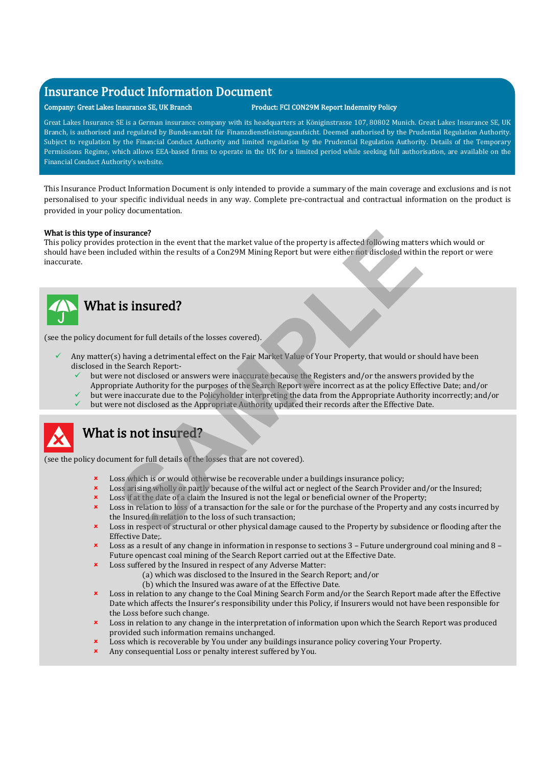# Insurance Product Information Document

**Company: Great Lakes Insurance SE, UK Branch** **Product: FCI CON29M Report Indemnity Policy**

Great Lakes Insurance SE is a German insurance company with its headquarters at Königinstrasse 107, 80802 Munich. Great Lakes Insurance SE, UK Branch, is authorised and regulated by Bundesanstalt für Finanzdienstleistungsaufsicht. Deemed authorised by the Prudential Regulation Authority. Subject to regulation by the Financial Conduct Authority and limited regulation by the Prudential Regulation Authority. Details of the Temporary Permissions Regime, which allows EEA-based firms to operate in the UK for a limited period while seeking full authorisation, are available on the Financial Conduct Authority's website.

This Insurance Product Information Document is only intended to provide a summary of the main coverage and exclusions and is not personalised to your specific individual needs in any way. Complete pre-contractual and contractual information on the product is provided in your policy documentation.

**What is this type of insurance?**

This policy provides protection in the event that the market value of the property is affected following matters which would or should have been included within the results of a Con29M Mining Report but were either not disclosed within the report or were inaccurate.

## What is insured?

(see the policy document for full details of the losses covered).

- ✓ Any matter(s) having a detrimental effect on the Fair Market Value of Your Property, that would or should have been disclosed in the Search Report:-
  - ✓ but were not disclosed or answers were inaccurate because the Registers and/or the answers provided by the Appropriate Authority for the purposes of the Search Report were incorrect as at the policy Effective Date; and/or
  - ✓ but were inaccurate due to the Policyholder interpreting the data from the Appropriate Authority incorrectly; and/or
  - ✓ but were not disclosed as the Appropriate Authority updated their records after the Effective Date.

## What is not insured?

(see the policy document for full details of the losses that are not covered).

- × Loss which is or would otherwise be recoverable under a buildings insurance policy;
- × Loss arising wholly or partly because of the wilful act or neglect of the Search Provider and/or the Insured;
- × Loss if at the date of a claim the Insured is not the legal or beneficial owner of the Property;
- × Loss in relation to loss of a transaction for the sale or for the purchase of the Property and any costs incurred by the Insured in relation to the loss of such transaction;
- × Loss in respect of structural or other physical damage caused to the Property by subsidence or flooding after the Effective Date;.
- × Loss as a result of any change in information in response to sections 3 – Future underground coal mining and 8 – Future opencast coal mining of the Search Report carried out at the Effective Date.
- × Loss suffered by the Insured in respect of any Adverse Matter:
  - (a) which was disclosed to the Insured in the Search Report; and/or
  - (b) which the Insured was aware of at the Effective Date.
- × Loss in relation to any change to the Coal Mining Search Form and/or the Search Report made after the Effective Date which affects the Insurer's responsibility under this Policy, if Insurers would not have been responsible for the Loss before such change.
- × Loss in relation to any change in the interpretation of information upon which the Search Report was produced provided such information remains unchanged.
- × Loss which is recoverable by You under any buildings insurance policy covering Your Property.
- × Any consequential Loss or penalty interest suffered by You.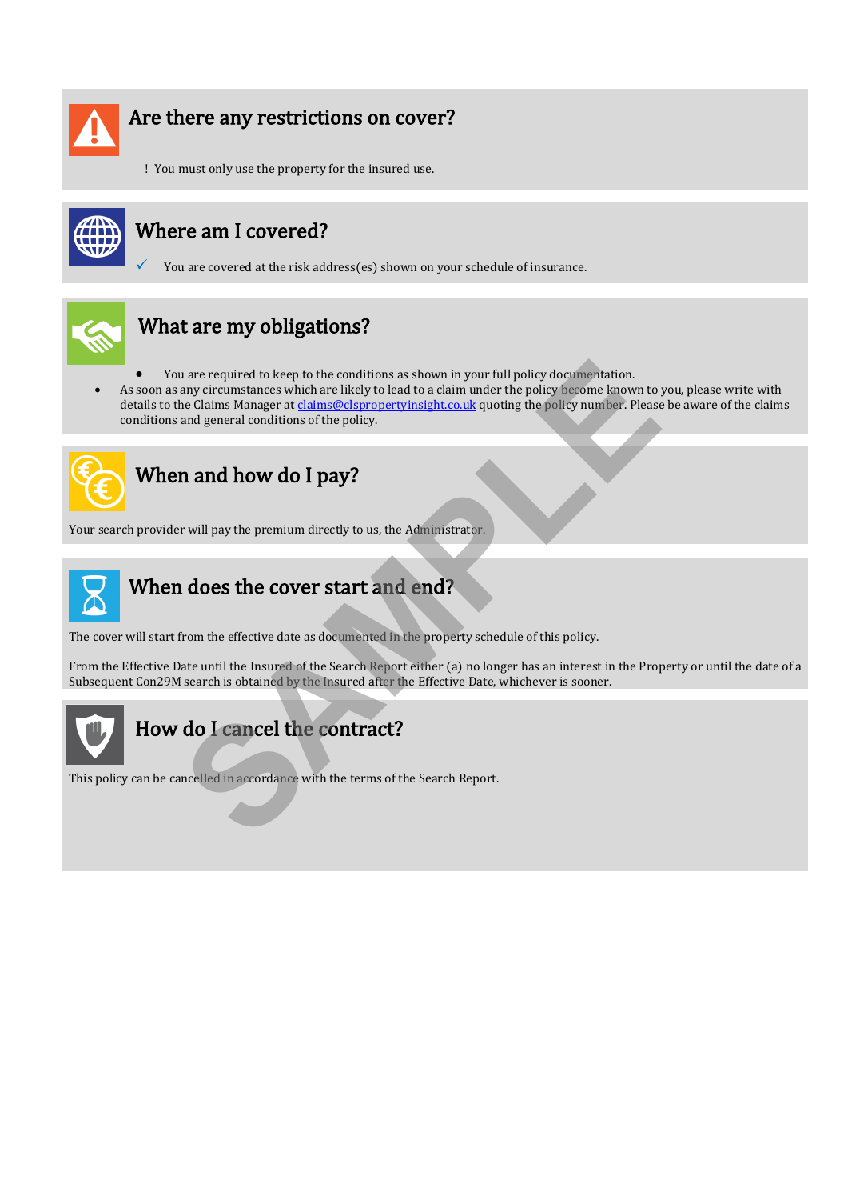## Are there any restrictions on cover?

! You must only use the property for the insured use.

## Where am I covered?

✓ You are covered at the risk address(es) shown on your schedule of insurance.

## What are my obligations?

- You are required to keep to the conditions as shown in your full policy documentation.
- As soon as any circumstances which are likely to lead to a claim under the policy become known to you, please write with details to the Claims Manager at claims@clspropertyinsight.co.uk quoting the policy number. Please be aware of the claims conditions and general conditions of the policy.

## When and how do I pay?

Your search provider will pay the premium directly to us, the Administrator.

## When does the cover start and end?

The cover will start from the effective date as documented in the property schedule of this policy.

From the Effective Date until the Insured of the Search Report either (a) no longer has an interest in the Property or until the date of a Subsequent Con29M search is obtained by the Insured after the Effective Date, whichever is sooner.

## How do I cancel the contract?

This policy can be cancelled in accordance with the terms of the Search Report.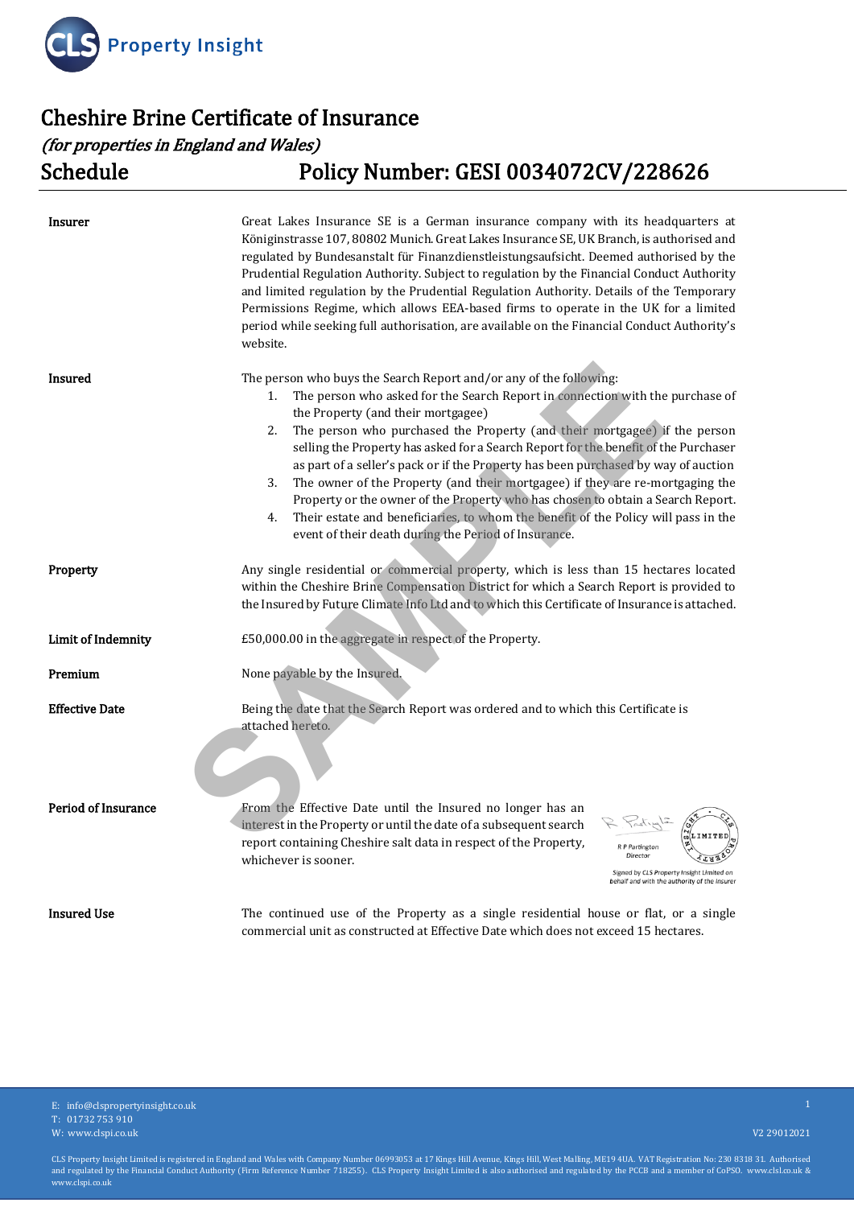CLS Property Insight

# Cheshire Brine Certificate of Insurance

*(for properties in England and Wales)*

## Schedule — Policy Number: GESI 0034072CV/228626

**Insurer**

Great Lakes Insurance SE is a German insurance company with its headquarters at Königinstrasse 107, 80802 Munich. Great Lakes Insurance SE, UK Branch, is authorised and regulated by Bundesanstalt für Finanzdienstleistungsaufsicht. Deemed authorised by the Prudential Regulation Authority. Subject to regulation by the Financial Conduct Authority and limited regulation by the Prudential Regulation Authority. Details of the Temporary Permissions Regime, which allows EEA-based firms to operate in the UK for a limited period while seeking full authorisation, are available on the Financial Conduct Authority's website.

**Insured**

The person who buys the Search Report and/or any of the following:

1. The person who asked for the Search Report in connection with the purchase of the Property (and their mortgagee)
2. The person who purchased the Property (and their mortgagee) if the person selling the Property has asked for a Search Report for the benefit of the Purchaser as part of a seller's pack or if the Property has been purchased by way of auction
3. The owner of the Property (and their mortgagee) if they are re-mortgaging the Property or the owner of the Property who has chosen to obtain a Search Report.
4. Their estate and beneficiaries, to whom the benefit of the Policy will pass in the event of their death during the Period of Insurance.

**Property**

Any single residential or commercial property, which is less than 15 hectares located within the Cheshire Brine Compensation District for which a Search Report is provided to the Insured by Future Climate Info Ltd and to which this Certificate of Insurance is attached.

**Limit of Indemnity**

£50,000.00 in the aggregate in respect of the Property.

**Premium**

None payable by the Insured.

**Effective Date**

Being the date that the Search Report was ordered and to which this Certificate is attached hereto.

**Period of Insurance**

From the Effective Date until the Insured no longer has an interest in the Property or until the date of a subsequent search report containing Cheshire salt data in respect of the Property, whichever is sooner.

R P Partington
Director

Signed by CLS Property Insight Limited on behalf and with the authority of the Insurer

**Insured Use**

The continued use of the Property as a single residential house or flat, or a single commercial unit as constructed at Effective Date which does not exceed 15 hectares.

E: info@clspropertyinsight.co.uk
T: 01732 753 910
W: www.clspi.co.uk

V2 29012021

CLS Property Insight Limited is registered in England and Wales with Company Number 06993053 at 17 Kings Hill Avenue, Kings Hill, West Malling, ME19 4UA. VAT Registration No: 230 8318 31. Authorised and regulated by the Financial Conduct Authority (Firm Reference Number 718255). CLS Property Insight Limited is also authorised and regulated by the PCCB and a member of CoPSO. www.clsl.co.uk & www.clspi.co.uk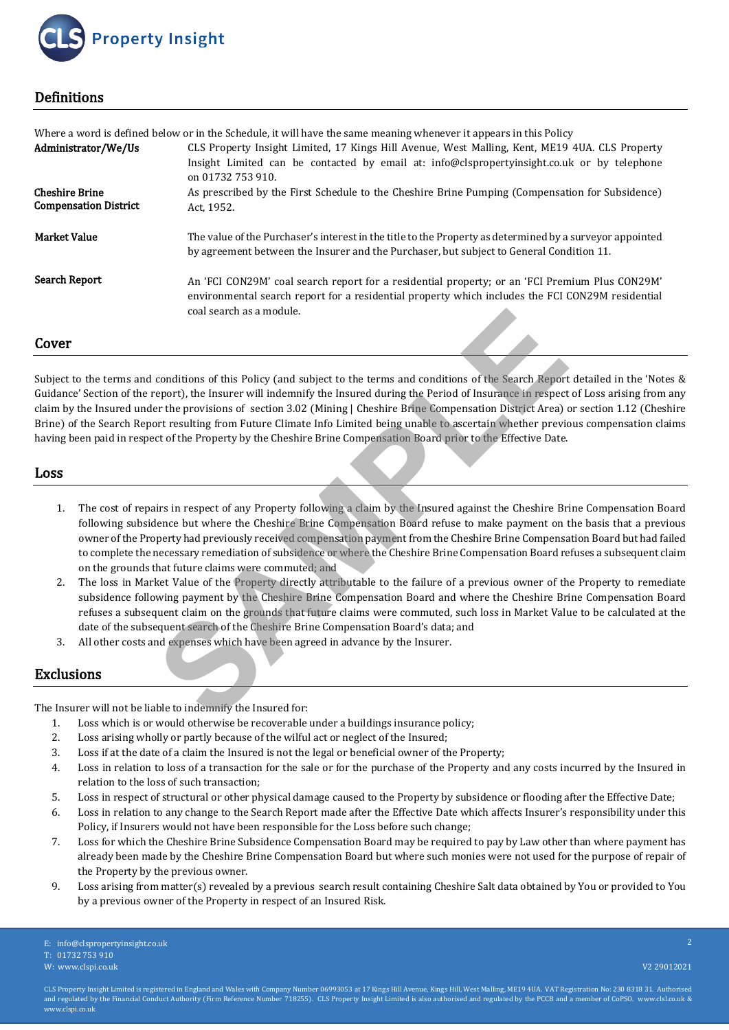## Definitions

Where a word is defined below or in the Schedule, it will have the same meaning whenever it appears in this Policy

| | |
|---|---|
| **Administrator/We/Us** | CLS Property Insight Limited, 17 Kings Hill Avenue, West Malling, Kent, ME19 4UA. CLS Property Insight Limited can be contacted by email at: info@clspropertyinsight.co.uk or by telephone on 01732 753 910. |
| **Cheshire Brine Compensation District** | As prescribed by the First Schedule to the Cheshire Brine Pumping (Compensation for Subsidence) Act, 1952. |
| **Market Value** | The value of the Purchaser's interest in the title to the Property as determined by a surveyor appointed by agreement between the Insurer and the Purchaser, but subject to General Condition 11. |
| **Search Report** | An 'FCI CON29M' coal search report for a residential property; or an 'FCI Premium Plus CON29M' environmental search report for a residential property which includes the FCI CON29M residential coal search as a module. |

## Cover

Subject to the terms and conditions of this Policy (and subject to the terms and conditions of the Search Report detailed in the 'Notes & Guidance' Section of the report), the Insurer will indemnify the Insured during the Period of Insurance in respect of Loss arising from any claim by the Insured under the provisions of section 3.02 (Mining | Cheshire Brine Compensation District Area) or section 1.12 (Cheshire Brine) of the Search Report resulting from Future Climate Info Limited being unable to ascertain whether previous compensation claims having been paid in respect of the Property by the Cheshire Brine Compensation Board prior to the Effective Date.

## Loss

1. The cost of repairs in respect of any Property following a claim by the Insured against the Cheshire Brine Compensation Board following subsidence but where the Cheshire Brine Compensation Board refuse to make payment on the basis that a previous owner of the Property had previously received compensation payment from the Cheshire Brine Compensation Board but had failed to complete the necessary remediation of subsidence or where the Cheshire Brine Compensation Board refuses a subsequent claim on the grounds that future claims were commuted; and
2. The loss in Market Value of the Property directly attributable to the failure of a previous owner of the Property to remediate subsidence following payment by the Cheshire Brine Compensation Board and where the Cheshire Brine Compensation Board refuses a subsequent claim on the grounds that future claims were commuted, such loss in Market Value to be calculated at the date of the subsequent search of the Cheshire Brine Compensation Board's data; and
3. All other costs and expenses which have been agreed in advance by the Insurer.

## Exclusions

The Insurer will not be liable to indemnify the Insured for:

1. Loss which is or would otherwise be recoverable under a buildings insurance policy;
2. Loss arising wholly or partly because of the wilful act or neglect of the Insured;
3. Loss if at the date of a claim the Insured is not the legal or beneficial owner of the Property;
4. Loss in relation to loss of a transaction for the sale or for the purchase of the Property and any costs incurred by the Insured in relation to the loss of such transaction;
5. Loss in respect of structural or other physical damage caused to the Property by subsidence or flooding after the Effective Date;
6. Loss in relation to any change to the Search Report made after the Effective Date which affects Insurer's responsibility under this Policy, if Insurers would not have been responsible for the Loss before such change;
7. Loss for which the Cheshire Brine Subsidence Compensation Board may be required to pay by Law other than where payment has already been made by the Cheshire Brine Compensation Board but where such monies were not used for the purpose of repair of the Property by the previous owner.
9. Loss arising from matter(s) revealed by a previous search result containing Cheshire Salt data obtained by You or provided to You by a previous owner of the Property in respect of an Insured Risk.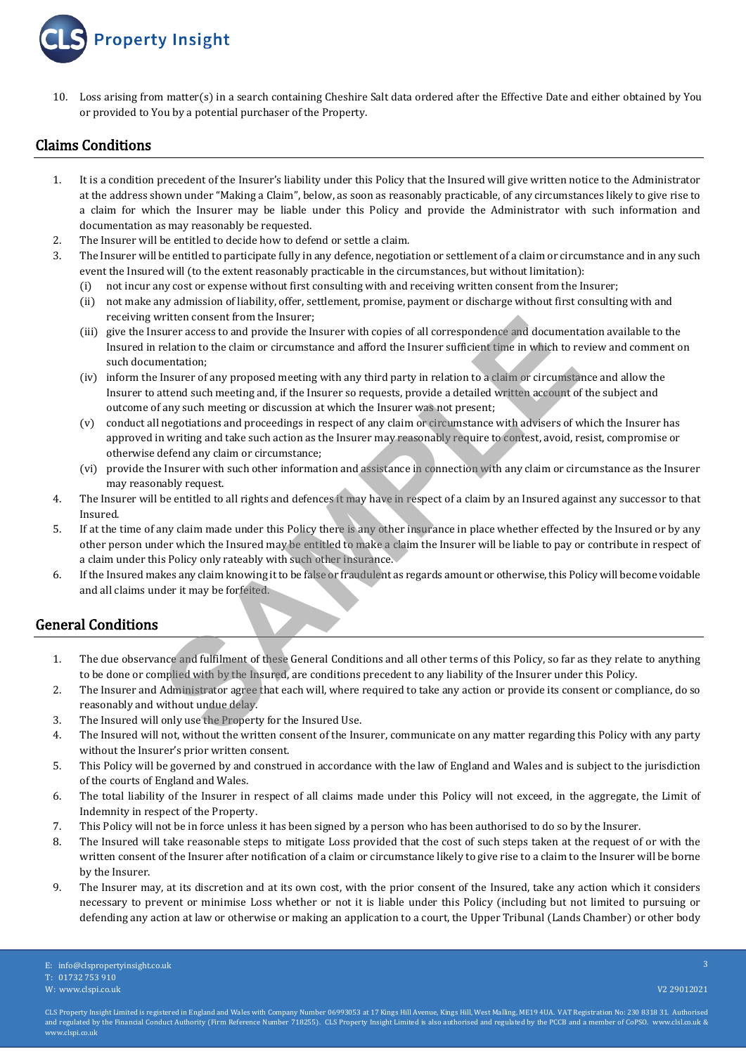10. Loss arising from matter(s) in a search containing Cheshire Salt data ordered after the Effective Date and either obtained by You or provided to You by a potential purchaser of the Property.

## Claims Conditions

1. It is a condition precedent of the Insurer's liability under this Policy that the Insured will give written notice to the Administrator at the address shown under "Making a Claim", below, as soon as reasonably practicable, of any circumstances likely to give rise to a claim for which the Insurer may be liable under this Policy and provide the Administrator with such information and documentation as may reasonably be requested.
2. The Insurer will be entitled to decide how to defend or settle a claim.
3. The Insurer will be entitled to participate fully in any defence, negotiation or settlement of a claim or circumstance and in any such event the Insured will (to the extent reasonably practicable in the circumstances, but without limitation):
   (i) not incur any cost or expense without first consulting with and receiving written consent from the Insurer;
   (ii) not make any admission of liability, offer, settlement, promise, payment or discharge without first consulting with and receiving written consent from the Insurer;
   (iii) give the Insurer access to and provide the Insurer with copies of all correspondence and documentation available to the Insured in relation to the claim or circumstance and afford the Insurer sufficient time in which to review and comment on such documentation;
   (iv) inform the Insurer of any proposed meeting with any third party in relation to a claim or circumstance and allow the Insurer to attend such meeting and, if the Insurer so requests, provide a detailed written account of the subject and outcome of any such meeting or discussion at which the Insurer was not present;
   (v) conduct all negotiations and proceedings in respect of any claim or circumstance with advisers of which the Insurer has approved in writing and take such action as the Insurer may reasonably require to contest, avoid, resist, compromise or otherwise defend any claim or circumstance;
   (vi) provide the Insurer with such other information and assistance in connection with any claim or circumstance as the Insurer may reasonably request.
4. The Insurer will be entitled to all rights and defences it may have in respect of a claim by an Insured against any successor to that Insured.
5. If at the time of any claim made under this Policy there is any other insurance in place whether effected by the Insured or by any other person under which the Insured may be entitled to make a claim the Insurer will be liable to pay or contribute in respect of a claim under this Policy only rateably with such other insurance.
6. If the Insured makes any claim knowing it to be false or fraudulent as regards amount or otherwise, this Policy will become voidable and all claims under it may be forfeited.

## General Conditions

1. The due observance and fulfilment of these General Conditions and all other terms of this Policy, so far as they relate to anything to be done or complied with by the Insured, are conditions precedent to any liability of the Insurer under this Policy.
2. The Insurer and Administrator agree that each will, where required to take any action or provide its consent or compliance, do so reasonably and without undue delay.
3. The Insured will only use the Property for the Insured Use.
4. The Insured will not, without the written consent of the Insurer, communicate on any matter regarding this Policy with any party without the Insurer's prior written consent.
5. This Policy will be governed by and construed in accordance with the law of England and Wales and is subject to the jurisdiction of the courts of England and Wales.
6. The total liability of the Insurer in respect of all claims made under this Policy will not exceed, in the aggregate, the Limit of Indemnity in respect of the Property.
7. This Policy will not be in force unless it has been signed by a person who has been authorised to do so by the Insurer.
8. The Insured will take reasonable steps to mitigate Loss provided that the cost of such steps taken at the request of or with the written consent of the Insurer after notification of a claim or circumstance likely to give rise to a claim to the Insurer will be borne by the Insurer.
9. The Insurer may, at its discretion and at its own cost, with the prior consent of the Insured, take any action which it considers necessary to prevent or minimise Loss whether or not it is liable under this Policy (including but not limited to pursuing or defending any action at law or otherwise or making an application to a court, the Upper Tribunal (Lands Chamber) or other body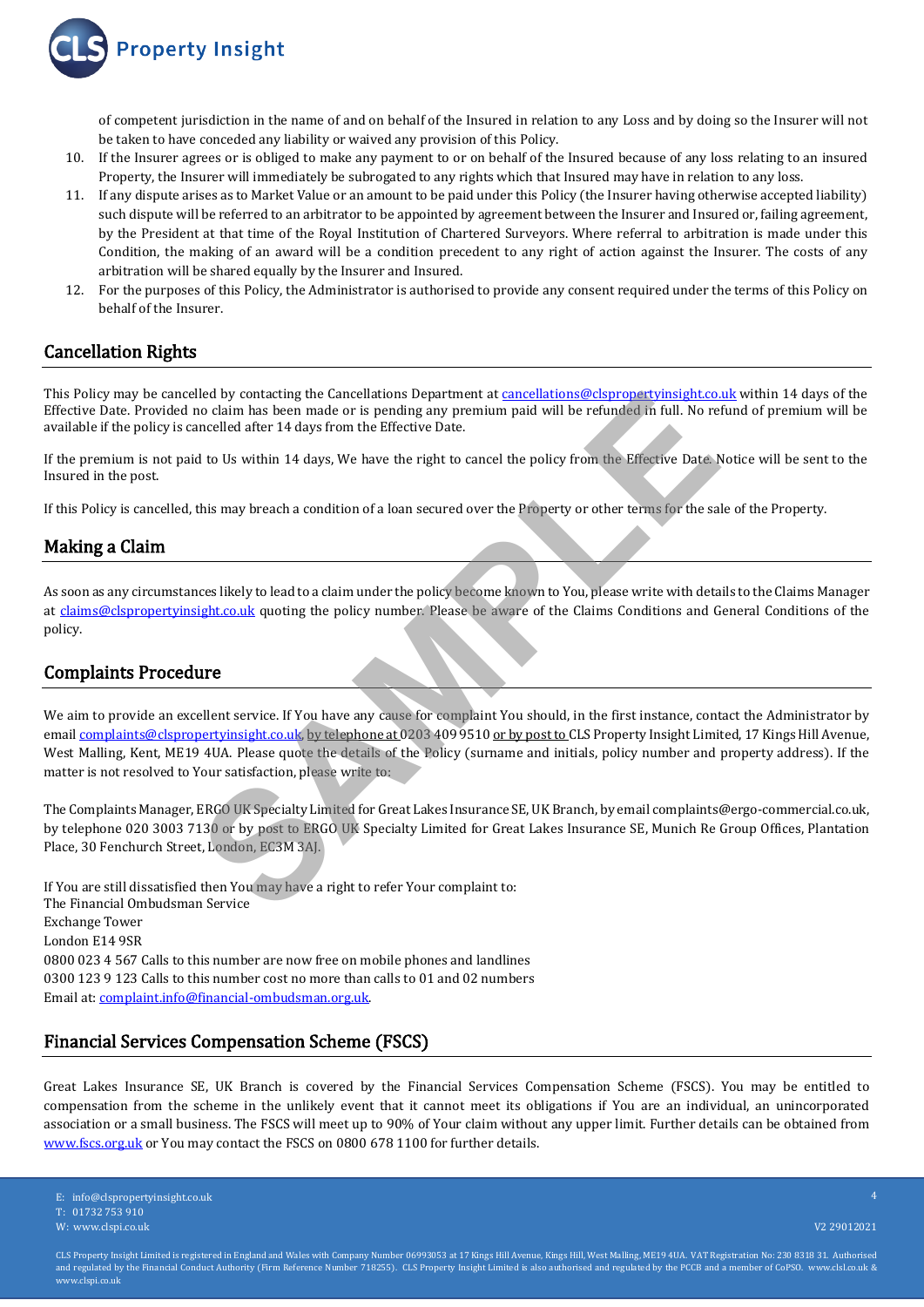of competent jurisdiction in the name of and on behalf of the Insured in relation to any Loss and by doing so the Insurer will not be taken to have conceded any liability or waived any provision of this Policy.

10. If the Insurer agrees or is obliged to make any payment to or on behalf of the Insured because of any loss relating to an insured Property, the Insurer will immediately be subrogated to any rights which that Insured may have in relation to any loss.
11. If any dispute arises as to Market Value or an amount to be paid under this Policy (the Insurer having otherwise accepted liability) such dispute will be referred to an arbitrator to be appointed by agreement between the Insurer and Insured or, failing agreement, by the President at that time of the Royal Institution of Chartered Surveyors. Where referral to arbitration is made under this Condition, the making of an award will be a condition precedent to any right of action against the Insurer. The costs of any arbitration will be shared equally by the Insurer and Insured.
12. For the purposes of this Policy, the Administrator is authorised to provide any consent required under the terms of this Policy on behalf of the Insurer.

## Cancellation Rights

This Policy may be cancelled by contacting the Cancellations Department at cancellations@clspropertyinsight.co.uk within 14 days of the Effective Date. Provided no claim has been made or is pending any premium paid will be refunded in full. No refund of premium will be available if the policy is cancelled after 14 days from the Effective Date.

If the premium is not paid to Us within 14 days, We have the right to cancel the policy from the Effective Date. Notice will be sent to the Insured in the post.

If this Policy is cancelled, this may breach a condition of a loan secured over the Property or other terms for the sale of the Property.

## Making a Claim

As soon as any circumstances likely to lead to a claim under the policy become known to You, please write with details to the Claims Manager at claims@clspropertyinsight.co.uk quoting the policy number. Please be aware of the Claims Conditions and General Conditions of the policy.

## Complaints Procedure

We aim to provide an excellent service. If You have any cause for complaint You should, in the first instance, contact the Administrator by email complaints@clspropertyinsight.co.uk, by telephone at 0203 409 9510 or by post to CLS Property Insight Limited, 17 Kings Hill Avenue, West Malling, Kent, ME19 4UA. Please quote the details of the Policy (surname and initials, policy number and property address). If the matter is not resolved to Your satisfaction, please write to:

The Complaints Manager, ERGO UK Specialty Limited for Great Lakes Insurance SE, UK Branch, by email complaints@ergo-commercial.co.uk, by telephone 020 3003 7130 or by post to ERGO UK Specialty Limited for Great Lakes Insurance SE, Munich Re Group Offices, Plantation Place, 30 Fenchurch Street, London, EC3M 3AJ.

If You are still dissatisfied then You may have a right to refer Your complaint to:
The Financial Ombudsman Service
Exchange Tower
London E14 9SR
0800 023 4 567 Calls to this number are now free on mobile phones and landlines
0300 123 9 123 Calls to this number cost no more than calls to 01 and 02 numbers
Email at: complaint.info@financial-ombudsman.org.uk.

## Financial Services Compensation Scheme (FSCS)

Great Lakes Insurance SE, UK Branch is covered by the Financial Services Compensation Scheme (FSCS). You may be entitled to compensation from the scheme in the unlikely event that it cannot meet its obligations if You are an individual, an unincorporated association or a small business. The FSCS will meet up to 90% of Your claim without any upper limit. Further details can be obtained from www.fscs.org.uk or You may contact the FSCS on 0800 678 1100 for further details.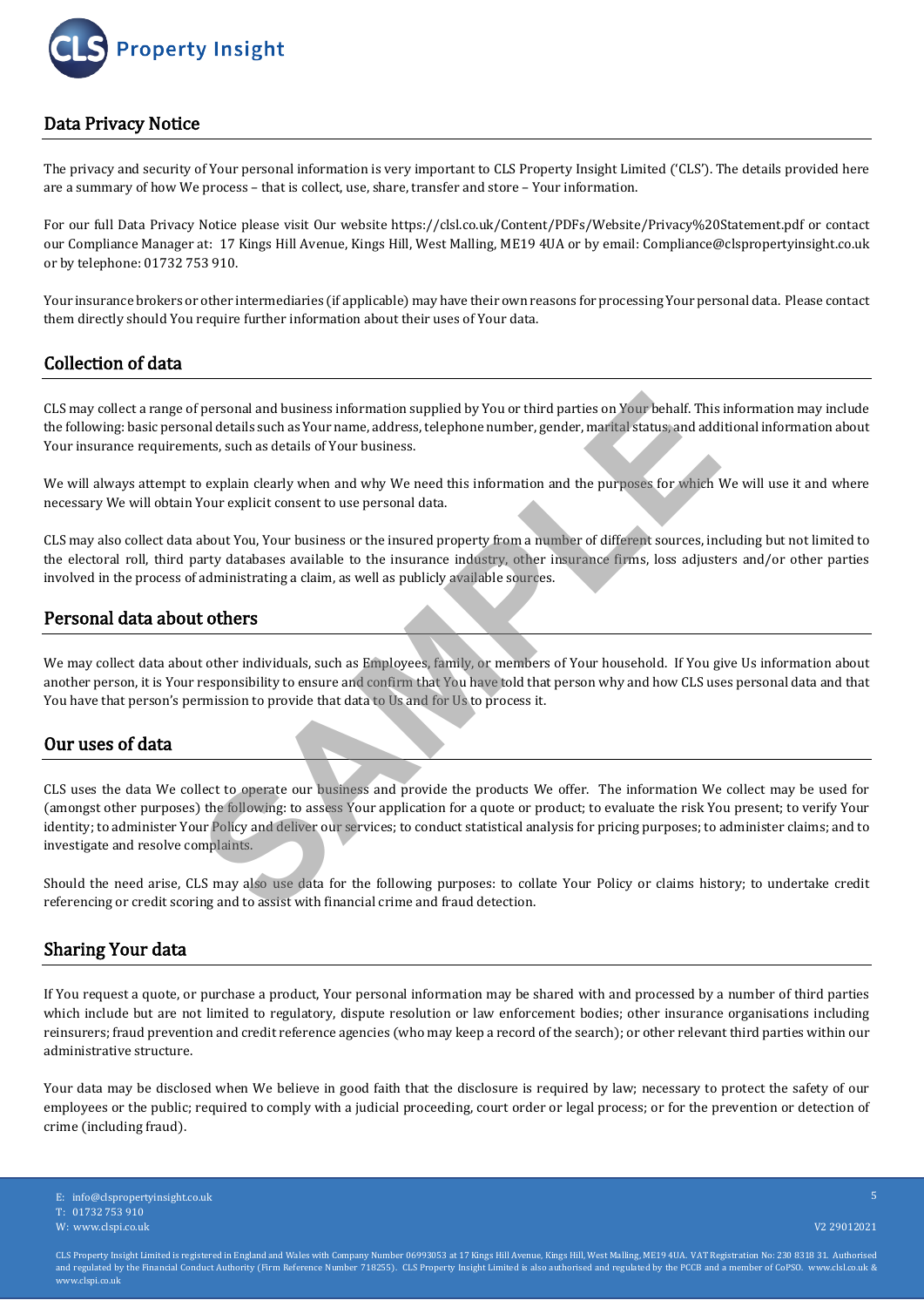## Data Privacy Notice

The privacy and security of Your personal information is very important to CLS Property Insight Limited ('CLS'). The details provided here are a summary of how We process – that is collect, use, share, transfer and store – Your information.

For our full Data Privacy Notice please visit Our website https://clsl.co.uk/Content/PDFs/Website/Privacy%20Statement.pdf or contact our Compliance Manager at: 17 Kings Hill Avenue, Kings Hill, West Malling, ME19 4UA or by email: Compliance@clspropertyinsight.co.uk or by telephone: 01732 753 910.

Your insurance brokers or other intermediaries (if applicable) may have their own reasons for processing Your personal data. Please contact them directly should You require further information about their uses of Your data.

## Collection of data

CLS may collect a range of personal and business information supplied by You or third parties on Your behalf. This information may include the following: basic personal details such as Your name, address, telephone number, gender, marital status, and additional information about Your insurance requirements, such as details of Your business.

We will always attempt to explain clearly when and why We need this information and the purposes for which We will use it and where necessary We will obtain Your explicit consent to use personal data.

CLS may also collect data about You, Your business or the insured property from a number of different sources, including but not limited to the electoral roll, third party databases available to the insurance industry, other insurance firms, loss adjusters and/or other parties involved in the process of administrating a claim, as well as publicly available sources.

## Personal data about others

We may collect data about other individuals, such as Employees, family, or members of Your household. If You give Us information about another person, it is Your responsibility to ensure and confirm that You have told that person why and how CLS uses personal data and that You have that person's permission to provide that data to Us and for Us to process it.

## Our uses of data

CLS uses the data We collect to operate our business and provide the products We offer. The information We collect may be used for (amongst other purposes) the following: to assess Your application for a quote or product; to evaluate the risk You present; to verify Your identity; to administer Your Policy and deliver our services; to conduct statistical analysis for pricing purposes; to administer claims; and to investigate and resolve complaints.

Should the need arise, CLS may also use data for the following purposes: to collate Your Policy or claims history; to undertake credit referencing or credit scoring and to assist with financial crime and fraud detection.

## Sharing Your data

If You request a quote, or purchase a product, Your personal information may be shared with and processed by a number of third parties which include but are not limited to regulatory, dispute resolution or law enforcement bodies; other insurance organisations including reinsurers; fraud prevention and credit reference agencies (who may keep a record of the search); or other relevant third parties within our administrative structure.

Your data may be disclosed when We believe in good faith that the disclosure is required by law; necessary to protect the safety of our employees or the public; required to comply with a judicial proceeding, court order or legal process; or for the prevention or detection of crime (including fraud).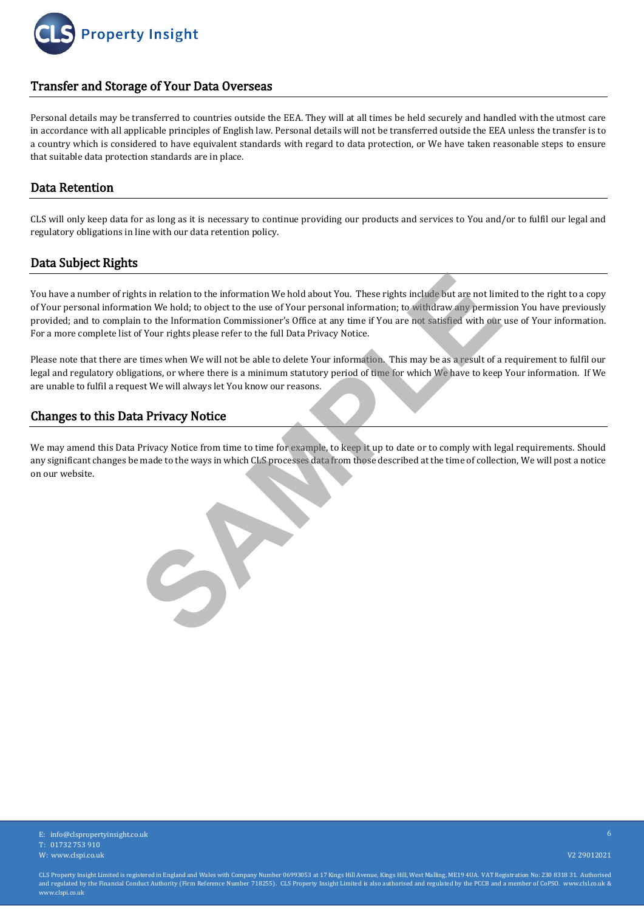## Transfer and Storage of Your Data Overseas

Personal details may be transferred to countries outside the EEA. They will at all times be held securely and handled with the utmost care in accordance with all applicable principles of English law. Personal details will not be transferred outside the EEA unless the transfer is to a country which is considered to have equivalent standards with regard to data protection, or We have taken reasonable steps to ensure that suitable data protection standards are in place.

## Data Retention

CLS will only keep data for as long as it is necessary to continue providing our products and services to You and/or to fulfil our legal and regulatory obligations in line with our data retention policy.

## Data Subject Rights

You have a number of rights in relation to the information We hold about You. These rights include but are not limited to the right to a copy of Your personal information We hold; to object to the use of Your personal information; to withdraw any permission You have previously provided; and to complain to the Information Commissioner's Office at any time if You are not satisfied with our use of Your information. For a more complete list of Your rights please refer to the full Data Privacy Notice.

Please note that there are times when We will not be able to delete Your information. This may be as a result of a requirement to fulfil our legal and regulatory obligations, or where there is a minimum statutory period of time for which We have to keep Your information. If We are unable to fulfil a request We will always let You know our reasons.

## Changes to this Data Privacy Notice

We may amend this Data Privacy Notice from time to time for example, to keep it up to date or to comply with legal requirements. Should any significant changes be made to the ways in which CLS processes data from those described at the time of collection, We will post a notice on our website.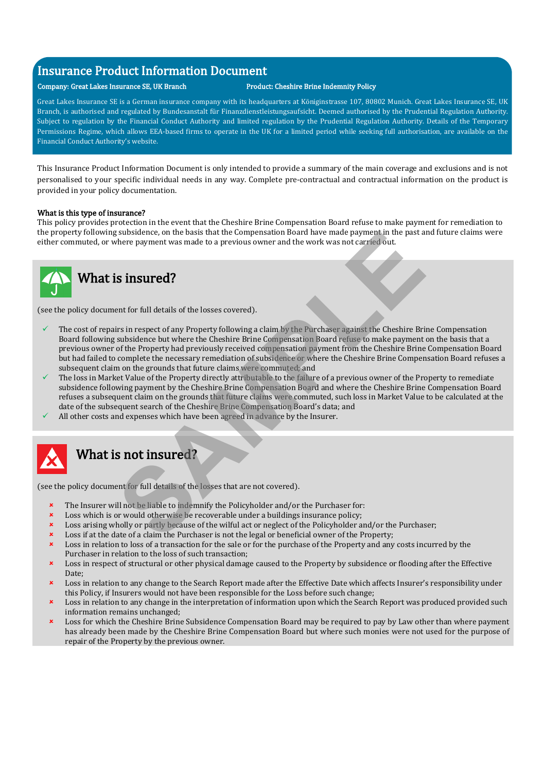# Insurance Product Information Document

**Company: Great Lakes Insurance SE, UK Branch** **Product: Cheshire Brine Indemnity Policy**

Great Lakes Insurance SE is a German insurance company with its headquarters at Königinstrasse 107, 80802 Munich. Great Lakes Insurance SE, UK Branch, is authorised and regulated by Bundesanstalt für Finanzdienstleistungsaufsicht. Deemed authorised by the Prudential Regulation Authority. Subject to regulation by the Financial Conduct Authority and limited regulation by the Prudential Regulation Authority. Details of the Temporary Permissions Regime, which allows EEA-based firms to operate in the UK for a limited period while seeking full authorisation, are available on the Financial Conduct Authority's website.

This Insurance Product Information Document is only intended to provide a summary of the main coverage and exclusions and is not personalised to your specific individual needs in any way. Complete pre-contractual and contractual information on the product is provided in your policy documentation.

**What is this type of insurance?**

This policy provides protection in the event that the Cheshire Brine Compensation Board refuse to make payment for remediation to the property following subsidence, on the basis that the Compensation Board have made payment in the past and future claims were either commuted, or where payment was made to a previous owner and the work was not carried out.

## What is insured?

(see the policy document for full details of the losses covered).

- ✓ The cost of repairs in respect of any Property following a claim by the Purchaser against the Cheshire Brine Compensation Board following subsidence but where the Cheshire Brine Compensation Board refuse to make payment on the basis that a previous owner of the Property had previously received compensation payment from the Cheshire Brine Compensation Board but had failed to complete the necessary remediation of subsidence or where the Cheshire Brine Compensation Board refuses a subsequent claim on the grounds that future claims were commuted; and
- ✓ The loss in Market Value of the Property directly attributable to the failure of a previous owner of the Property to remediate subsidence following payment by the Cheshire Brine Compensation Board and where the Cheshire Brine Compensation Board refuses a subsequent claim on the grounds that future claims were commuted, such loss in Market Value to be calculated at the date of the subsequent search of the Cheshire Brine Compensation Board's data; and
- ✓ All other costs and expenses which have been agreed in advance by the Insurer.

## What is not insured?

(see the policy document for full details of the losses that are not covered).

- ✗ The Insurer will not be liable to indemnify the Policyholder and/or the Purchaser for:
- ✗ Loss which is or would otherwise be recoverable under a buildings insurance policy;
- ✗ Loss arising wholly or partly because of the wilful act or neglect of the Policyholder and/or the Purchaser;
- ✗ Loss if at the date of a claim the Purchaser is not the legal or beneficial owner of the Property;
- ✗ Loss in relation to loss of a transaction for the sale or for the purchase of the Property and any costs incurred by the Purchaser in relation to the loss of such transaction;
- ✗ Loss in respect of structural or other physical damage caused to the Property by subsidence or flooding after the Effective Date;
- ✗ Loss in relation to any change to the Search Report made after the Effective Date which affects Insurer's responsibility under this Policy, if Insurers would not have been responsible for the Loss before such change;
- ✗ Loss in relation to any change in the interpretation of information upon which the Search Report was produced provided such information remains unchanged;
- ✗ Loss for which the Cheshire Brine Subsidence Compensation Board may be required to pay by Law other than where payment has already been made by the Cheshire Brine Compensation Board but where such monies were not used for the purpose of repair of the Property by the previous owner.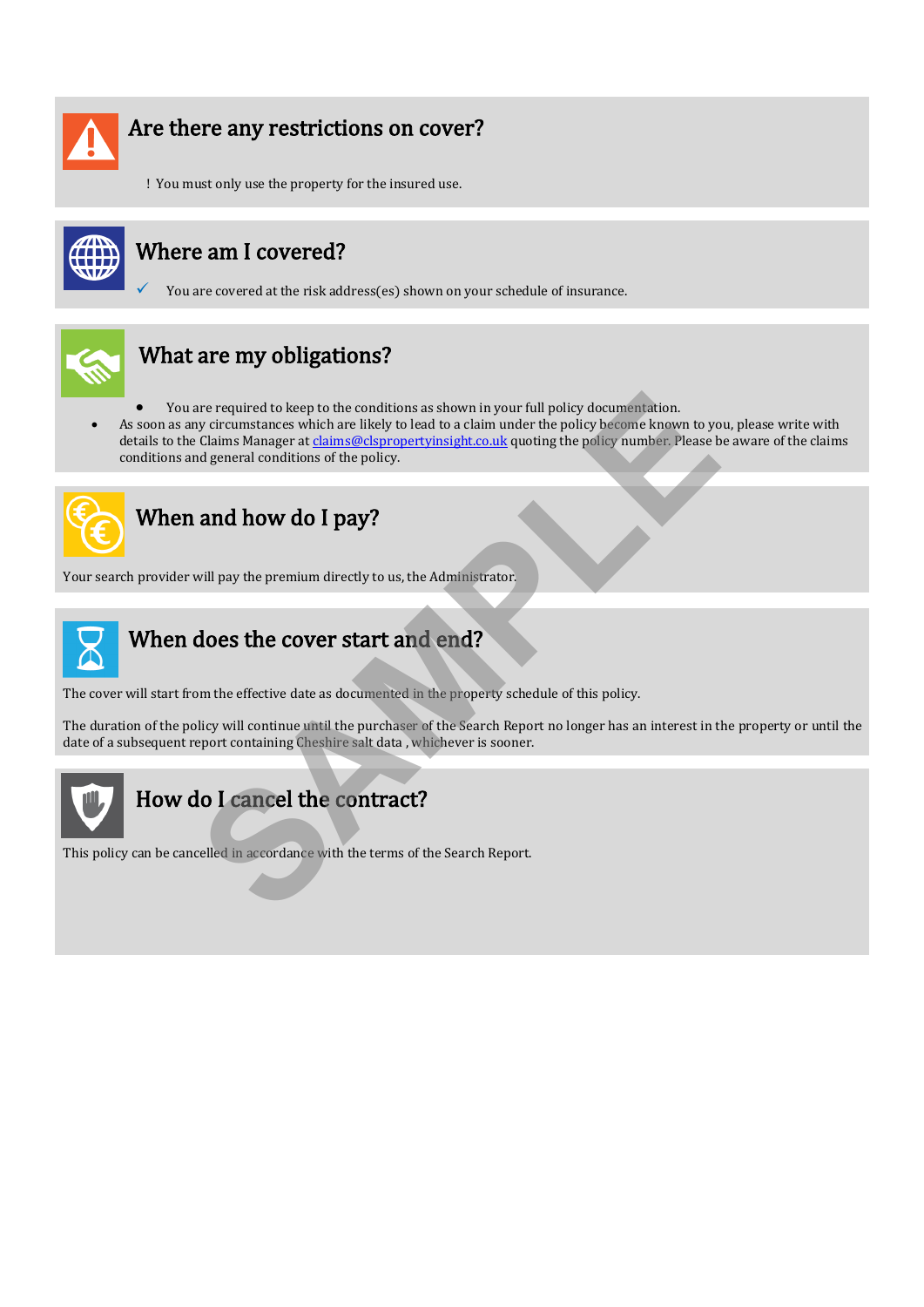## Are there any restrictions on cover?

! You must only use the property for the insured use.

## Where am I covered?

✓ You are covered at the risk address(es) shown on your schedule of insurance.

## What are my obligations?

- You are required to keep to the conditions as shown in your full policy documentation.
- As soon as any circumstances which are likely to lead to a claim under the policy become known to you, please write with details to the Claims Manager at claims@clspropertyinsight.co.uk quoting the policy number. Please be aware of the claims conditions and general conditions of the policy.

## When and how do I pay?

Your search provider will pay the premium directly to us, the Administrator.

## When does the cover start and end?

The cover will start from the effective date as documented in the property schedule of this policy.

The duration of the policy will continue until the purchaser of the Search Report no longer has an interest in the property or until the date of a subsequent report containing Cheshire salt data , whichever is sooner.

## How do I cancel the contract?

This policy can be cancelled in accordance with the terms of the Search Report.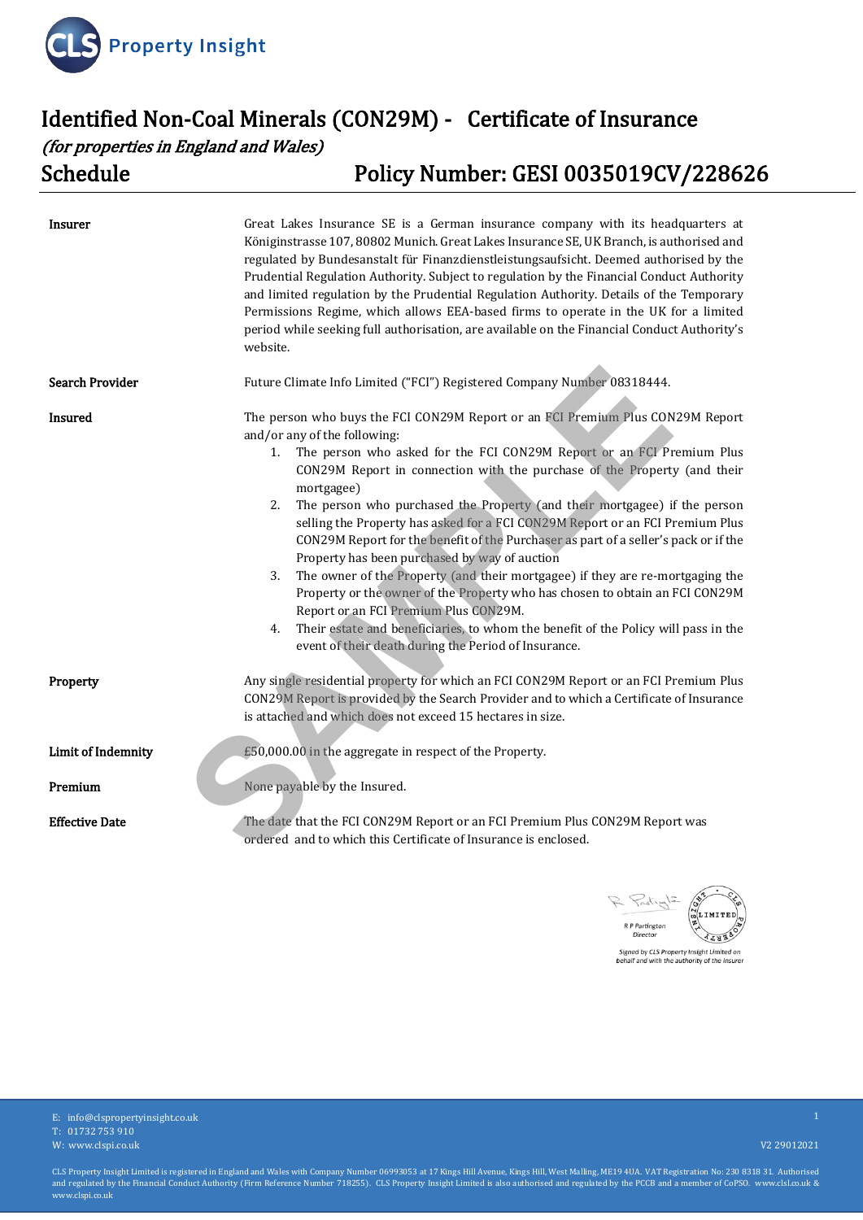# Identified Non-Coal Minerals (CON29M) - Certificate of Insurance

*(for properties in England and Wales)*

## Schedule — Policy Number: GESI 0035019CV/228626

| | |
|---|---|
| **Insurer** | Great Lakes Insurance SE is a German insurance company with its headquarters at Königinstrasse 107, 80802 Munich. Great Lakes Insurance SE, UK Branch, is authorised and regulated by Bundesanstalt für Finanzdienstleistungsaufsicht. Deemed authorised by the Prudential Regulation Authority. Subject to regulation by the Financial Conduct Authority and limited regulation by the Prudential Regulation Authority. Details of the Temporary Permissions Regime, which allows EEA-based firms to operate in the UK for a limited period while seeking full authorisation, are available on the Financial Conduct Authority's website. |
| **Search Provider** | Future Climate Info Limited ("FCI") Registered Company Number 08318444. |
| **Insured** | The person who buys the FCI CON29M Report or an FCI Premium Plus CON29M Report and/or any of the following:<br>1. The person who asked for the FCI CON29M Report or an FCI Premium Plus CON29M Report in connection with the purchase of the Property (and their mortgagee)<br>2. The person who purchased the Property (and their mortgagee) if the person selling the Property has asked for a FCI CON29M Report or an FCI Premium Plus CON29M Report for the benefit of the Purchaser as part of a seller's pack or if the Property has been purchased by way of auction<br>3. The owner of the Property (and their mortgagee) if they are re-mortgaging the Property or the owner of the Property who has chosen to obtain an FCI CON29M Report or an FCI Premium Plus CON29M.<br>4. Their estate and beneficiaries, to whom the benefit of the Policy will pass in the event of their death during the Period of Insurance. |
| **Property** | Any single residential property for which an FCI CON29M Report or an FCI Premium Plus CON29M Report is provided by the Search Provider and to which a Certificate of Insurance is attached and which does not exceed 15 hectares in size. |
| **Limit of Indemnity** | £50,000.00 in the aggregate in respect of the Property. |
| **Premium** | None payable by the Insured. |
| **Effective Date** | The date that the FCI CON29M Report or an FCI Premium Plus CON29M Report was ordered and to which this Certificate of Insurance is enclosed. |

R P Partington
Director

Signed by CLS Property Insight Limited on behalf and with the authority of the Insurer

E: info@clspropertyinsight.co.uk
T: 01732 753 910
W: www.clspi.co.uk

V2 29012021

CLS Property Insight Limited is registered in England and Wales with Company Number 06993053 at 17 Kings Hill Avenue, Kings Hill, West Malling, ME19 4UA. VAT Registration No: 230 8318 31. Authorised and regulated by the Financial Conduct Authority (Firm Reference Number 718255). CLS Property Insight Limited is also authorised and regulated by the PCCB and a member of CoPSO. www.clsl.co.uk & www.clspi.co.uk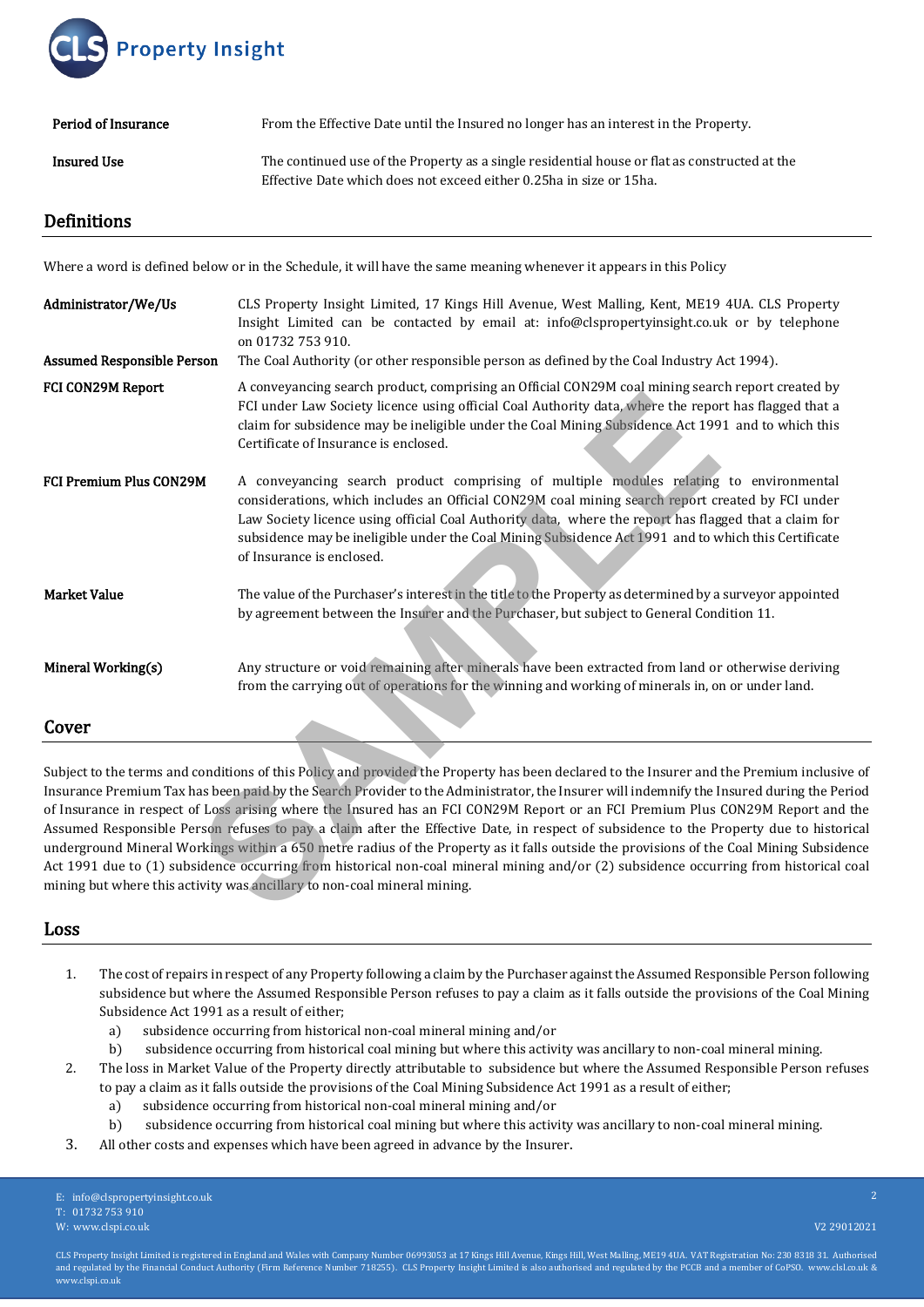| | |
|---|---|
| **Period of Insurance** | From the Effective Date until the Insured no longer has an interest in the Property. |
| **Insured Use** | The continued use of the Property as a single residential house or flat as constructed at the Effective Date which does not exceed either 0.25ha in size or 15ha. |

## Definitions

Where a word is defined below or in the Schedule, it will have the same meaning whenever it appears in this Policy

| | |
|---|---|
| **Administrator/We/Us** | CLS Property Insight Limited, 17 Kings Hill Avenue, West Malling, Kent, ME19 4UA. CLS Property Insight Limited can be contacted by email at: info@clspropertyinsight.co.uk or by telephone on 01732 753 910. |
| **Assumed Responsible Person** | The Coal Authority (or other responsible person as defined by the Coal Industry Act 1994). |
| **FCI CON29M Report** | A conveyancing search product, comprising an Official CON29M coal mining search report created by FCI under Law Society licence using official Coal Authority data, where the report has flagged that a claim for subsidence may be ineligible under the Coal Mining Subsidence Act 1991 and to which this Certificate of Insurance is enclosed. |
| **FCI Premium Plus CON29M** | A conveyancing search product comprising of multiple modules relating to environmental considerations, which includes an Official CON29M coal mining search report created by FCI under Law Society licence using official Coal Authority data, where the report has flagged that a claim for subsidence may be ineligible under the Coal Mining Subsidence Act 1991 and to which this Certificate of Insurance is enclosed. |
| **Market Value** | The value of the Purchaser's interest in the title to the Property as determined by a surveyor appointed by agreement between the Insurer and the Purchaser, but subject to General Condition 11. |
| **Mineral Working(s)** | Any structure or void remaining after minerals have been extracted from land or otherwise deriving from the carrying out of operations for the winning and working of minerals in, on or under land. |

## Cover

Subject to the terms and conditions of this Policy and provided the Property has been declared to the Insurer and the Premium inclusive of Insurance Premium Tax has been paid by the Search Provider to the Administrator, the Insurer will indemnify the Insured during the Period of Insurance in respect of Loss arising where the Insured has an FCI CON29M Report or an FCI Premium Plus CON29M Report and the Assumed Responsible Person refuses to pay a claim after the Effective Date, in respect of subsidence to the Property due to historical underground Mineral Workings within a 650 metre radius of the Property as it falls outside the provisions of the Coal Mining Subsidence Act 1991 due to (1) subsidence occurring from historical non-coal mineral mining and/or (2) subsidence occurring from historical coal mining but where this activity was ancillary to non-coal mineral mining.

## Loss

1. The cost of repairs in respect of any Property following a claim by the Purchaser against the Assumed Responsible Person following subsidence but where the Assumed Responsible Person refuses to pay a claim as it falls outside the provisions of the Coal Mining Subsidence Act 1991 as a result of either;
   a) subsidence occurring from historical non-coal mineral mining and/or
   b) subsidence occurring from historical coal mining but where this activity was ancillary to non-coal mineral mining.
2. The loss in Market Value of the Property directly attributable to subsidence but where the Assumed Responsible Person refuses to pay a claim as it falls outside the provisions of the Coal Mining Subsidence Act 1991 as a result of either;
   a) subsidence occurring from historical non-coal mineral mining and/or
   b) subsidence occurring from historical coal mining but where this activity was ancillary to non-coal mineral mining.
3. All other costs and expenses which have been agreed in advance by the Insurer.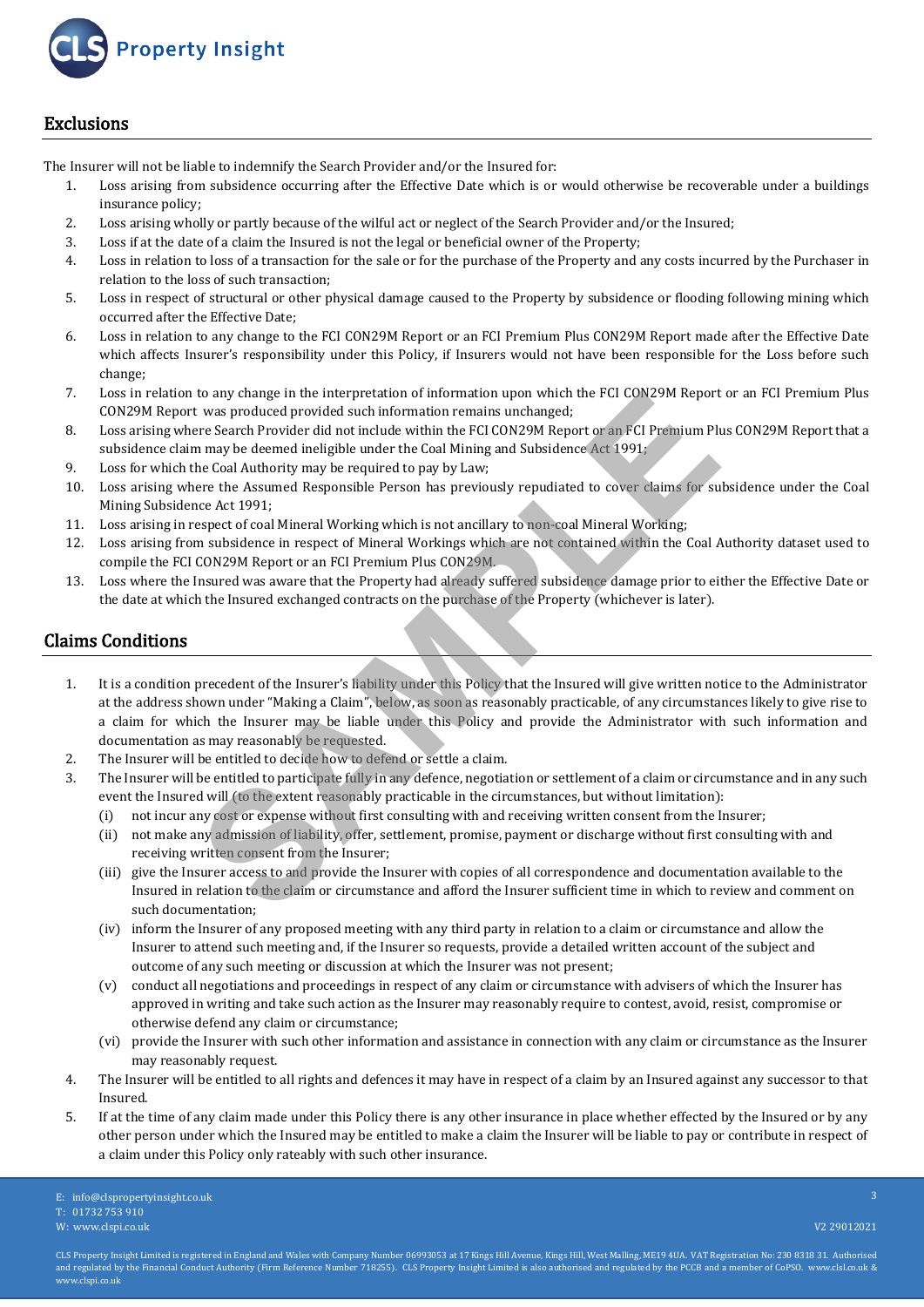## Exclusions

The Insurer will not be liable to indemnify the Search Provider and/or the Insured for:

1. Loss arising from subsidence occurring after the Effective Date which is or would otherwise be recoverable under a buildings insurance policy;
2. Loss arising wholly or partly because of the wilful act or neglect of the Search Provider and/or the Insured;
3. Loss if at the date of a claim the Insured is not the legal or beneficial owner of the Property;
4. Loss in relation to loss of a transaction for the sale or for the purchase of the Property and any costs incurred by the Purchaser in relation to the loss of such transaction;
5. Loss in respect of structural or other physical damage caused to the Property by subsidence or flooding following mining which occurred after the Effective Date;
6. Loss in relation to any change to the FCI CON29M Report or an FCI Premium Plus CON29M Report made after the Effective Date which affects Insurer's responsibility under this Policy, if Insurers would not have been responsible for the Loss before such change;
7. Loss in relation to any change in the interpretation of information upon which the FCI CON29M Report or an FCI Premium Plus CON29M Report was produced provided such information remains unchanged;
8. Loss arising where Search Provider did not include within the FCI CON29M Report or an FCI Premium Plus CON29M Report that a subsidence claim may be deemed ineligible under the Coal Mining and Subsidence Act 1991;
9. Loss for which the Coal Authority may be required to pay by Law;
10. Loss arising where the Assumed Responsible Person has previously repudiated to cover claims for subsidence under the Coal Mining Subsidence Act 1991;
11. Loss arising in respect of coal Mineral Working which is not ancillary to non-coal Mineral Working;
12. Loss arising from subsidence in respect of Mineral Workings which are not contained within the Coal Authority dataset used to compile the FCI CON29M Report or an FCI Premium Plus CON29M.
13. Loss where the Insured was aware that the Property had already suffered subsidence damage prior to either the Effective Date or the date at which the Insured exchanged contracts on the purchase of the Property (whichever is later).

## Claims Conditions

1. It is a condition precedent of the Insurer's liability under this Policy that the Insured will give written notice to the Administrator at the address shown under "Making a Claim", below, as soon as reasonably practicable, of any circumstances likely to give rise to a claim for which the Insurer may be liable under this Policy and provide the Administrator with such information and documentation as may reasonably be requested.
2. The Insurer will be entitled to decide how to defend or settle a claim.
3. The Insurer will be entitled to participate fully in any defence, negotiation or settlement of a claim or circumstance and in any such event the Insured will (to the extent reasonably practicable in the circumstances, but without limitation):
   (i) not incur any cost or expense without first consulting with and receiving written consent from the Insurer;
   (ii) not make any admission of liability, offer, settlement, promise, payment or discharge without first consulting with and receiving written consent from the Insurer;
   (iii) give the Insurer access to and provide the Insurer with copies of all correspondence and documentation available to the Insured in relation to the claim or circumstance and afford the Insurer sufficient time in which to review and comment on such documentation;
   (iv) inform the Insurer of any proposed meeting with any third party in relation to a claim or circumstance and allow the Insurer to attend such meeting and, if the Insurer so requests, provide a detailed written account of the subject and outcome of any such meeting or discussion at which the Insurer was not present;
   (v) conduct all negotiations and proceedings in respect of any claim or circumstance with advisers of which the Insurer has approved in writing and take such action as the Insurer may reasonably require to contest, avoid, resist, compromise or otherwise defend any claim or circumstance;
   (vi) provide the Insurer with such other information and assistance in connection with any claim or circumstance as the Insurer may reasonably request.
4. The Insurer will be entitled to all rights and defences it may have in respect of a claim by an Insured against any successor to that Insured.
5. If at the time of any claim made under this Policy there is any other insurance in place whether effected by the Insured or by any other person under which the Insured may be entitled to make a claim the Insurer will be liable to pay or contribute in respect of a claim under this Policy only rateably with such other insurance.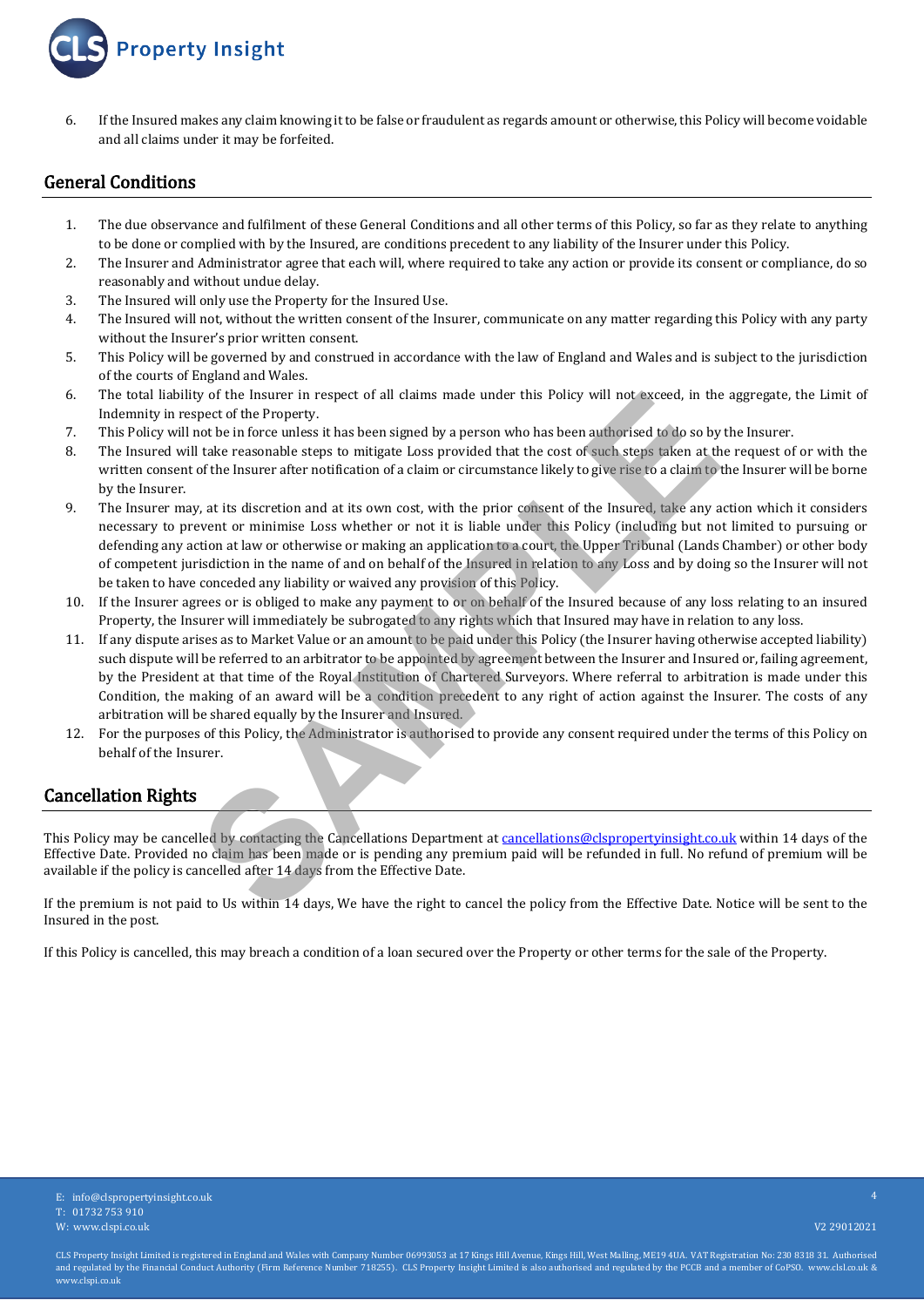6. If the Insured makes any claim knowing it to be false or fraudulent as regards amount or otherwise, this Policy will become voidable and all claims under it may be forfeited.

## General Conditions

1. The due observance and fulfilment of these General Conditions and all other terms of this Policy, so far as they relate to anything to be done or complied with by the Insured, are conditions precedent to any liability of the Insurer under this Policy.
2. The Insurer and Administrator agree that each will, where required to take any action or provide its consent or compliance, do so reasonably and without undue delay.
3. The Insured will only use the Property for the Insured Use.
4. The Insured will not, without the written consent of the Insurer, communicate on any matter regarding this Policy with any party without the Insurer's prior written consent.
5. This Policy will be governed by and construed in accordance with the law of England and Wales and is subject to the jurisdiction of the courts of England and Wales.
6. The total liability of the Insurer in respect of all claims made under this Policy will not exceed, in the aggregate, the Limit of Indemnity in respect of the Property.
7. This Policy will not be in force unless it has been signed by a person who has been authorised to do so by the Insurer.
8. The Insured will take reasonable steps to mitigate Loss provided that the cost of such steps taken at the request of or with the written consent of the Insurer after notification of a claim or circumstance likely to give rise to a claim to the Insurer will be borne by the Insurer.
9. The Insurer may, at its discretion and at its own cost, with the prior consent of the Insured, take any action which it considers necessary to prevent or minimise Loss whether or not it is liable under this Policy (including but not limited to pursuing or defending any action at law or otherwise or making an application to a court, the Upper Tribunal (Lands Chamber) or other body of competent jurisdiction in the name of and on behalf of the Insured in relation to any Loss and by doing so the Insurer will not be taken to have conceded any liability or waived any provision of this Policy.
10. If the Insurer agrees or is obliged to make any payment to or on behalf of the Insured because of any loss relating to an insured Property, the Insurer will immediately be subrogated to any rights which that Insured may have in relation to any loss.
11. If any dispute arises as to Market Value or an amount to be paid under this Policy (the Insurer having otherwise accepted liability) such dispute will be referred to an arbitrator to be appointed by agreement between the Insurer and Insured or, failing agreement, by the President at that time of the Royal Institution of Chartered Surveyors. Where referral to arbitration is made under this Condition, the making of an award will be a condition precedent to any right of action against the Insurer. The costs of any arbitration will be shared equally by the Insurer and Insured.
12. For the purposes of this Policy, the Administrator is authorised to provide any consent required under the terms of this Policy on behalf of the Insurer.

## Cancellation Rights

This Policy may be cancelled by contacting the Cancellations Department at cancellations@clspropertyinsight.co.uk within 14 days of the Effective Date. Provided no claim has been made or is pending any premium paid will be refunded in full. No refund of premium will be available if the policy is cancelled after 14 days from the Effective Date.

If the premium is not paid to Us within 14 days, We have the right to cancel the policy from the Effective Date. Notice will be sent to the Insured in the post.

If this Policy is cancelled, this may breach a condition of a loan secured over the Property or other terms for the sale of the Property.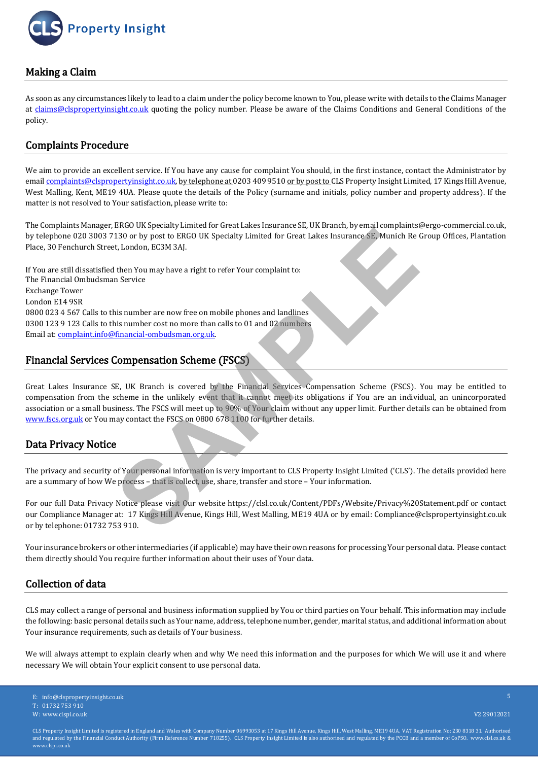## Making a Claim

As soon as any circumstances likely to lead to a claim under the policy become known to You, please write with details to the Claims Manager at claims@clspropertyinsight.co.uk quoting the policy number. Please be aware of the Claims Conditions and General Conditions of the policy.

## Complaints Procedure

We aim to provide an excellent service. If You have any cause for complaint You should, in the first instance, contact the Administrator by email complaints@clspropertyinsight.co.uk, by telephone at 0203 409 9510 or by post to CLS Property Insight Limited, 17 Kings Hill Avenue, West Malling, Kent, ME19 4UA. Please quote the details of the Policy (surname and initials, policy number and property address). If the matter is not resolved to Your satisfaction, please write to:

The Complaints Manager, ERGO UK Specialty Limited for Great Lakes Insurance SE, UK Branch, by email complaints@ergo-commercial.co.uk, by telephone 020 3003 7130 or by post to ERGO UK Specialty Limited for Great Lakes Insurance SE, Munich Re Group Offices, Plantation Place, 30 Fenchurch Street, London, EC3M 3AJ.

If You are still dissatisfied then You may have a right to refer Your complaint to:
The Financial Ombudsman Service
Exchange Tower
London E14 9SR
0800 023 4 567 Calls to this number are now free on mobile phones and landlines
0300 123 9 123 Calls to this number cost no more than calls to 01 and 02 numbers
Email at: complaint.info@financial-ombudsman.org.uk.

## Financial Services Compensation Scheme (FSCS)

Great Lakes Insurance SE, UK Branch is covered by the Financial Services Compensation Scheme (FSCS). You may be entitled to compensation from the scheme in the unlikely event that it cannot meet its obligations if You are an individual, an unincorporated association or a small business. The FSCS will meet up to 90% of Your claim without any upper limit. Further details can be obtained from www.fscs.org.uk or You may contact the FSCS on 0800 678 1100 for further details.

## Data Privacy Notice

The privacy and security of Your personal information is very important to CLS Property Insight Limited ('CLS'). The details provided here are a summary of how We process – that is collect, use, share, transfer and store – Your information.

For our full Data Privacy Notice please visit Our website https://clsl.co.uk/Content/PDFs/Website/Privacy%20Statement.pdf or contact our Compliance Manager at: 17 Kings Hill Avenue, Kings Hill, West Malling, ME19 4UA or by email: Compliance@clspropertyinsight.co.uk or by telephone: 01732 753 910.

Your insurance brokers or other intermediaries (if applicable) may have their own reasons for processing Your personal data. Please contact them directly should You require further information about their uses of Your data.

## Collection of data

CLS may collect a range of personal and business information supplied by You or third parties on Your behalf. This information may include the following: basic personal details such as Your name, address, telephone number, gender, marital status, and additional information about Your insurance requirements, such as details of Your business.

We will always attempt to explain clearly when and why We need this information and the purposes for which We will use it and where necessary We will obtain Your explicit consent to use personal data.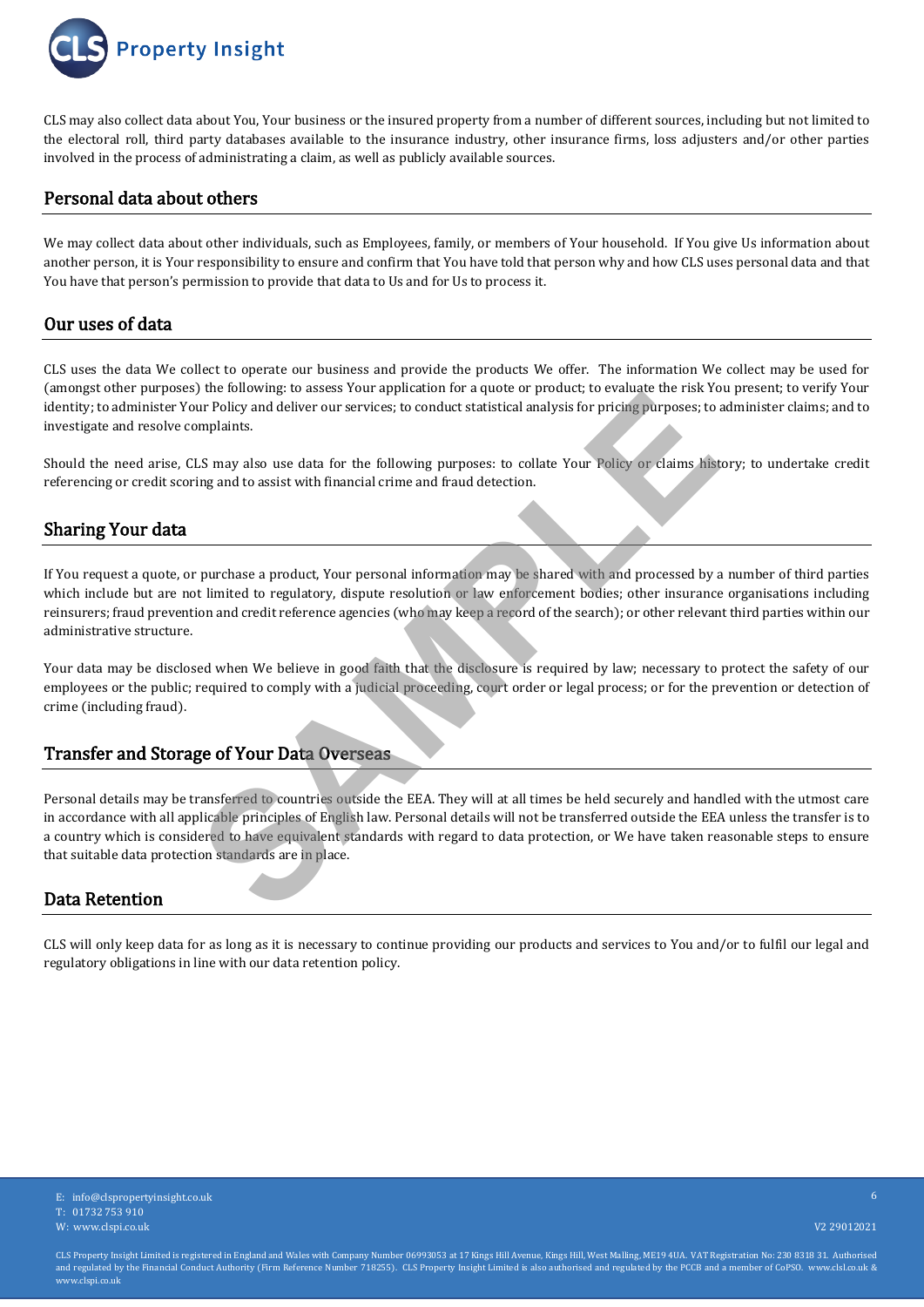CLS may also collect data about You, Your business or the insured property from a number of different sources, including but not limited to the electoral roll, third party databases available to the insurance industry, other insurance firms, loss adjusters and/or other parties involved in the process of administrating a claim, as well as publicly available sources.

## Personal data about others

We may collect data about other individuals, such as Employees, family, or members of Your household. If You give Us information about another person, it is Your responsibility to ensure and confirm that You have told that person why and how CLS uses personal data and that You have that person's permission to provide that data to Us and for Us to process it.

## Our uses of data

CLS uses the data We collect to operate our business and provide the products We offer. The information We collect may be used for (amongst other purposes) the following: to assess Your application for a quote or product; to evaluate the risk You present; to verify Your identity; to administer Your Policy and deliver our services; to conduct statistical analysis for pricing purposes; to administer claims; and to investigate and resolve complaints.

Should the need arise, CLS may also use data for the following purposes: to collate Your Policy or claims history; to undertake credit referencing or credit scoring and to assist with financial crime and fraud detection.

## Sharing Your data

If You request a quote, or purchase a product, Your personal information may be shared with and processed by a number of third parties which include but are not limited to regulatory, dispute resolution or law enforcement bodies; other insurance organisations including reinsurers; fraud prevention and credit reference agencies (who may keep a record of the search); or other relevant third parties within our administrative structure.

Your data may be disclosed when We believe in good faith that the disclosure is required by law; necessary to protect the safety of our employees or the public; required to comply with a judicial proceeding, court order or legal process; or for the prevention or detection of crime (including fraud).

## Transfer and Storage of Your Data Overseas

Personal details may be transferred to countries outside the EEA. They will at all times be held securely and handled with the utmost care in accordance with all applicable principles of English law. Personal details will not be transferred outside the EEA unless the transfer is to a country which is considered to have equivalent standards with regard to data protection, or We have taken reasonable steps to ensure that suitable data protection standards are in place.

## Data Retention

CLS will only keep data for as long as it is necessary to continue providing our products and services to You and/or to fulfil our legal and regulatory obligations in line with our data retention policy.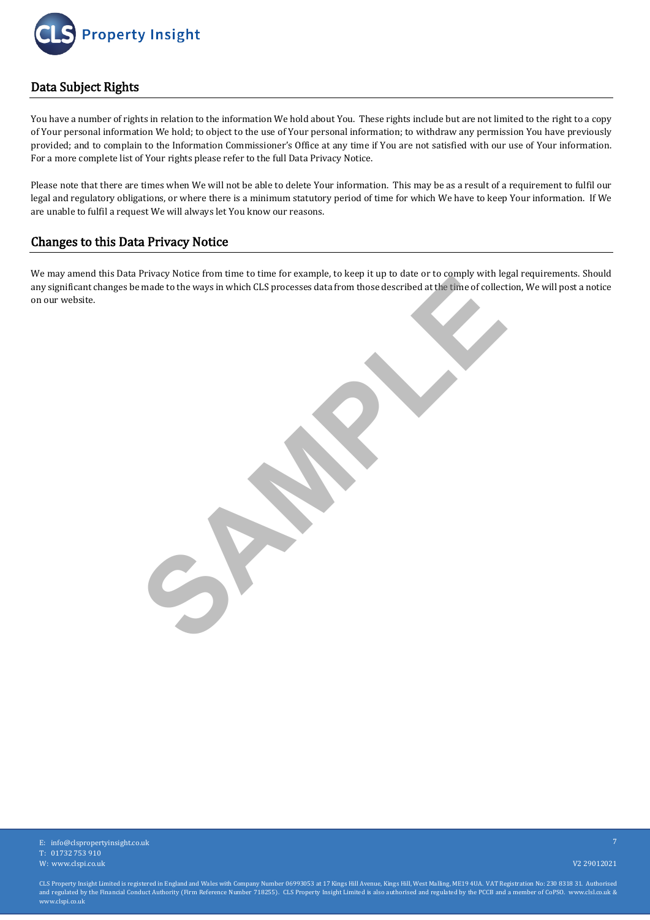## Data Subject Rights

You have a number of rights in relation to the information We hold about You. These rights include but are not limited to the right to a copy of Your personal information We hold; to object to the use of Your personal information; to withdraw any permission You have previously provided; and to complain to the Information Commissioner's Office at any time if You are not satisfied with our use of Your information. For a more complete list of Your rights please refer to the full Data Privacy Notice.

Please note that there are times when We will not be able to delete Your information. This may be as a result of a requirement to fulfil our legal and regulatory obligations, or where there is a minimum statutory period of time for which We have to keep Your information. If We are unable to fulfil a request We will always let You know our reasons.

## Changes to this Data Privacy Notice

We may amend this Data Privacy Notice from time to time for example, to keep it up to date or to comply with legal requirements. Should any significant changes be made to the ways in which CLS processes data from those described at the time of collection, We will post a notice on our website.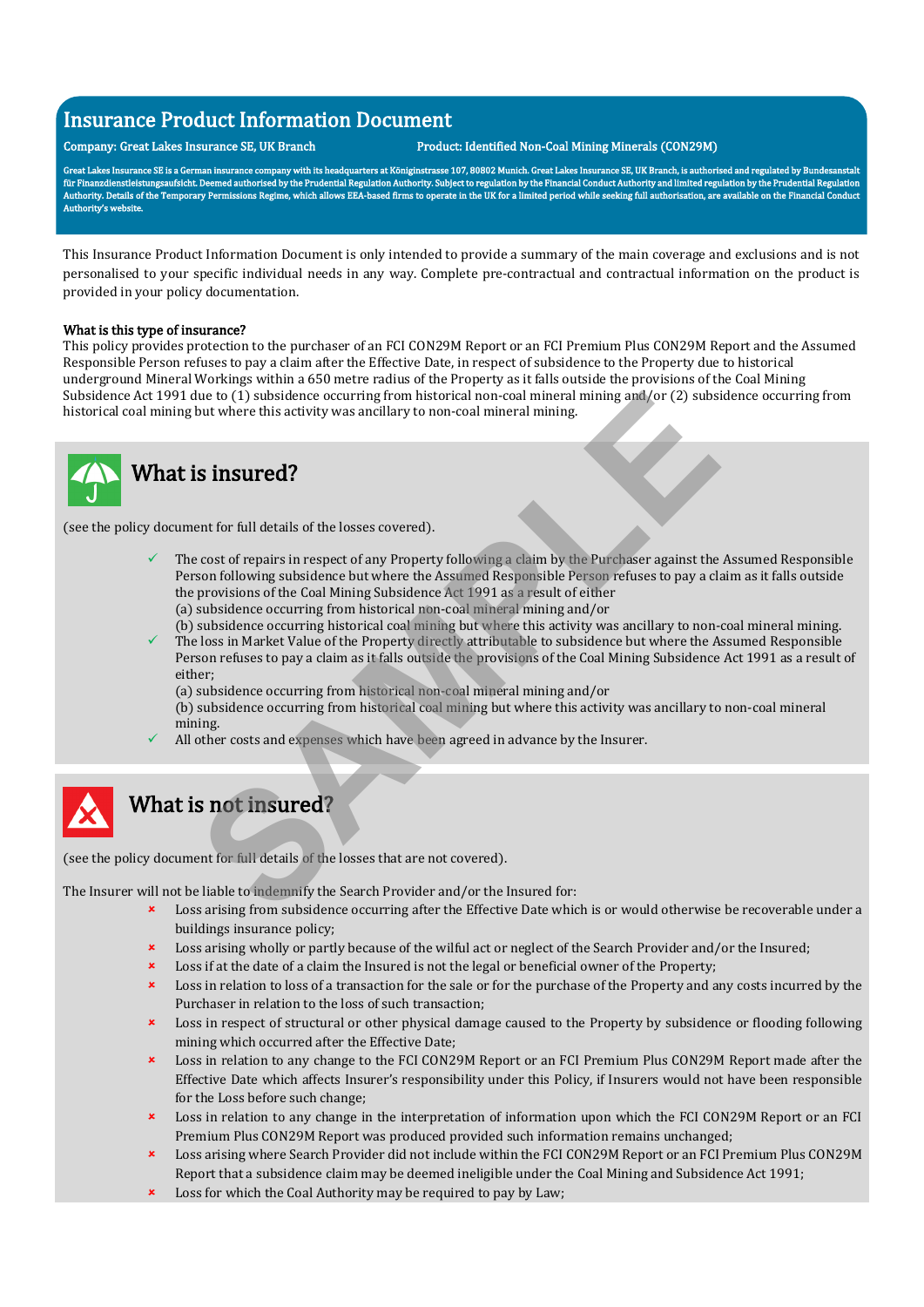# Insurance Product Information Document

**Company: Great Lakes Insurance SE, UK Branch** **Product: Identified Non-Coal Mining Minerals (CON29M)**

Great Lakes Insurance SE is a German insurance company with its headquarters at Königinstrasse 107, 80802 Munich. Great Lakes Insurance SE, UK Branch, is authorised and regulated by Bundesanstalt für Finanzdienstleistungsaufsicht. Deemed authorised by the Prudential Regulation Authority. Subject to regulation by the Financial Conduct Authority and limited regulation by the Prudential Regulation Authority. Details of the Temporary Permissions Regime, which allows EEA-based firms to operate in the UK for a limited period while seeking full authorisation, are available on the Financial Conduct Authority's website.

This Insurance Product Information Document is only intended to provide a summary of the main coverage and exclusions and is not personalised to your specific individual needs in any way. Complete pre-contractual and contractual information on the product is provided in your policy documentation.

**What is this type of insurance?**

This policy provides protection to the purchaser of an FCI CON29M Report or an FCI Premium Plus CON29M Report and the Assumed Responsible Person refuses to pay a claim after the Effective Date, in respect of subsidence to the Property due to historical underground Mineral Workings within a 650 metre radius of the Property as it falls outside the provisions of the Coal Mining Subsidence Act 1991 due to (1) subsidence occurring from historical non-coal mineral mining and/or (2) subsidence occurring from historical coal mining but where this activity was ancillary to non-coal mineral mining.

## What is insured?

(see the policy document for full details of the losses covered).

- ✓ The cost of repairs in respect of any Property following a claim by the Purchaser against the Assumed Responsible Person following subsidence but where the Assumed Responsible Person refuses to pay a claim as it falls outside the provisions of the Coal Mining Subsidence Act 1991 as a result of either
  (a) subsidence occurring from historical non-coal mineral mining and/or
  (b) subsidence occurring historical coal mining but where this activity was ancillary to non-coal mineral mining.
- ✓ The loss in Market Value of the Property directly attributable to subsidence but where the Assumed Responsible Person refuses to pay a claim as it falls outside the provisions of the Coal Mining Subsidence Act 1991 as a result of either;
  (a) subsidence occurring from historical non-coal mineral mining and/or
  (b) subsidence occurring from historical coal mining but where this activity was ancillary to non-coal mineral mining.
- ✓ All other costs and expenses which have been agreed in advance by the Insurer.

## What is not insured?

(see the policy document for full details of the losses that are not covered).

The Insurer will not be liable to indemnify the Search Provider and/or the Insured for:

- ✗ Loss arising from subsidence occurring after the Effective Date which is or would otherwise be recoverable under a buildings insurance policy;
- ✗ Loss arising wholly or partly because of the wilful act or neglect of the Search Provider and/or the Insured;
- ✗ Loss if at the date of a claim the Insured is not the legal or beneficial owner of the Property;
- ✗ Loss in relation to loss of a transaction for the sale or for the purchase of the Property and any costs incurred by the Purchaser in relation to the loss of such transaction;
- ✗ Loss in respect of structural or other physical damage caused to the Property by subsidence or flooding following mining which occurred after the Effective Date;
- ✗ Loss in relation to any change to the FCI CON29M Report or an FCI Premium Plus CON29M Report made after the Effective Date which affects Insurer's responsibility under this Policy, if Insurers would not have been responsible for the Loss before such change;
- ✗ Loss in relation to any change in the interpretation of information upon which the FCI CON29M Report or an FCI Premium Plus CON29M Report was produced provided such information remains unchanged;
- ✗ Loss arising where Search Provider did not include within the FCI CON29M Report or an FCI Premium Plus CON29M Report that a subsidence claim may be deemed ineligible under the Coal Mining and Subsidence Act 1991;
- ✗ Loss for which the Coal Authority may be required to pay by Law;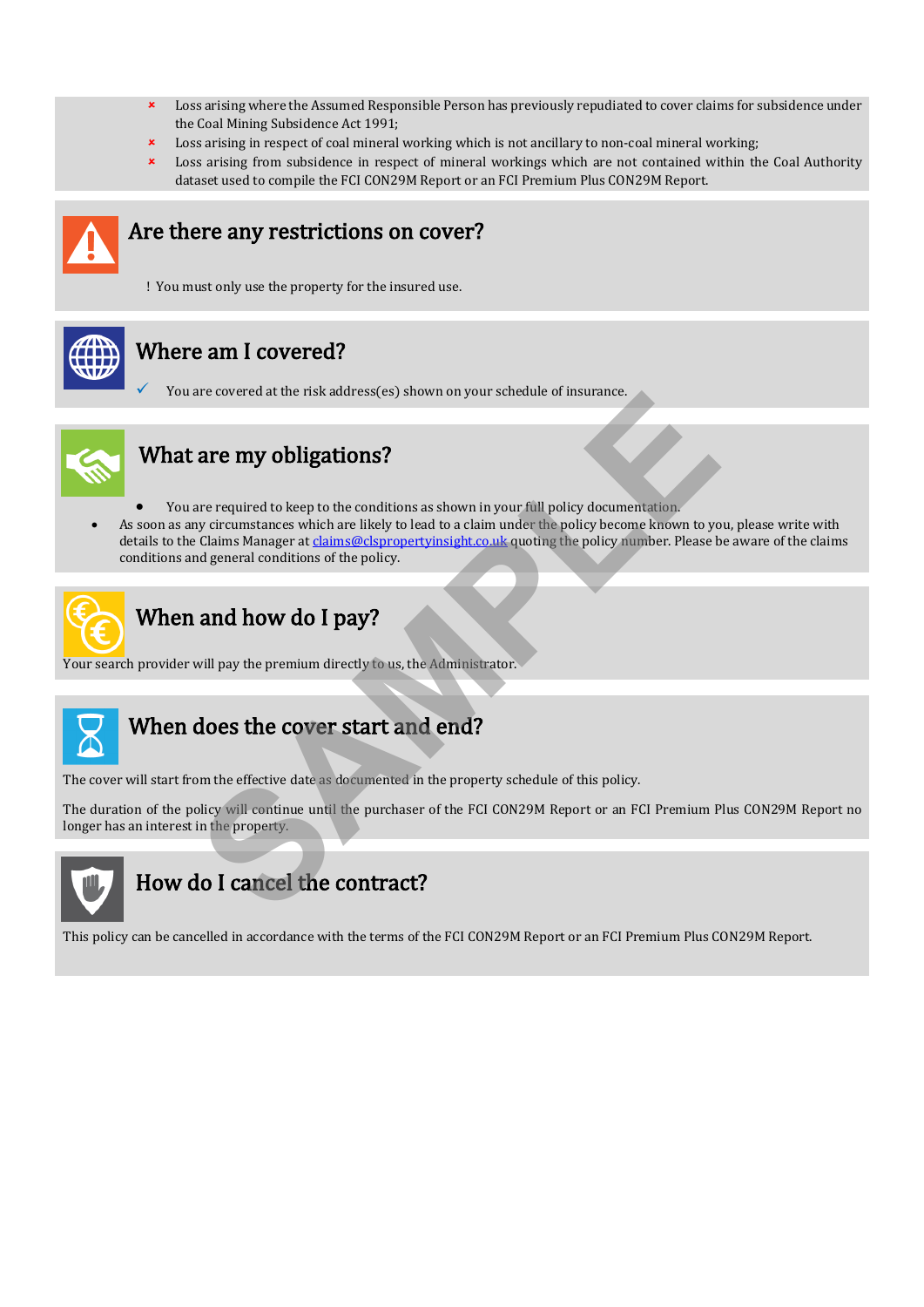- ✗ Loss arising where the Assumed Responsible Person has previously repudiated to cover claims for subsidence under the Coal Mining Subsidence Act 1991;
- ✗ Loss arising in respect of coal mineral working which is not ancillary to non-coal mineral working;
- ✗ Loss arising from subsidence in respect of mineral workings which are not contained within the Coal Authority dataset used to compile the FCI CON29M Report or an FCI Premium Plus CON29M Report.

## Are there any restrictions on cover?

! You must only use the property for the insured use.

## Where am I covered?

✓ You are covered at the risk address(es) shown on your schedule of insurance.

## What are my obligations?

- You are required to keep to the conditions as shown in your full policy documentation.
- As soon as any circumstances which are likely to lead to a claim under the policy become known to you, please write with details to the Claims Manager at claims@clspropertyinsight.co.uk quoting the policy number. Please be aware of the claims conditions and general conditions of the policy.

## When and how do I pay?

Your search provider will pay the premium directly to us, the Administrator.

## When does the cover start and end?

The cover will start from the effective date as documented in the property schedule of this policy.

The duration of the policy will continue until the purchaser of the FCI CON29M Report or an FCI Premium Plus CON29M Report no longer has an interest in the property.

## How do I cancel the contract?

This policy can be cancelled in accordance with the terms of the FCI CON29M Report or an FCI Premium Plus CON29M Report.